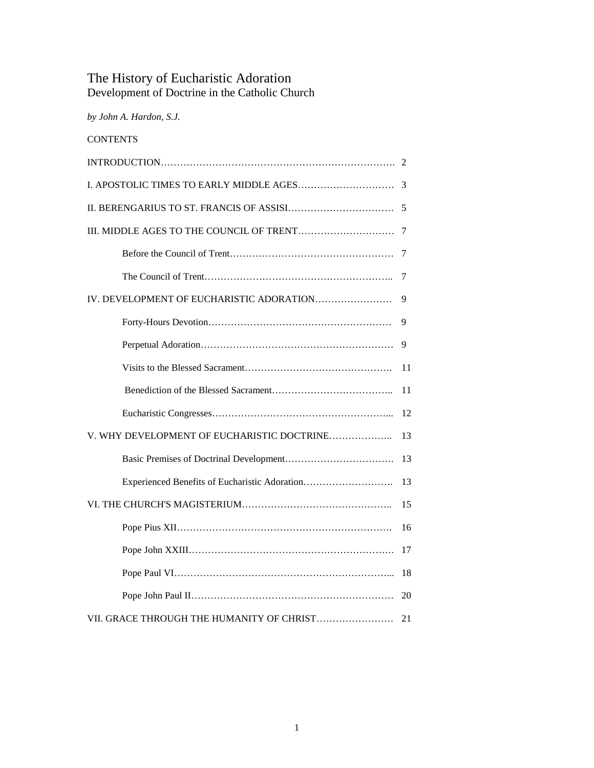# The History of Eucharistic Adoration

## Development of Doctrine in the Catholic Church

*by John A. Hardon, S.J.*

CONTENTS

INTRODUCTION………………………………………………………………. 2

I. APOSTOLIC TIMES TO EARLY MIDDLE AGES………………………… 3

II. BERENGARIUS TO ST. FRANCIS OF ASSISI…………………………… 5

III. MIDDLE AGES TO THE COUNCIL OF TRENT………………………… 7

- Before the Council of Trent…………………………………………… 7
- The Council of Trent……………………………………………….. 7

IV. DEVELOPMENT OF EUCHARISTIC ADORATION…………………… 9

- Forty-Hours Devotion………………………………………………… 9
- Perpetual Adoration…………………………………………………… 9
- Visits to the Blessed Sacrament………………………………………. 11
- Benediction of the Blessed Sacrament……………………………….. 11
- Eucharistic Congresses………………………………………………... 12

V. WHY DEVELOPMENT OF EUCHARISTIC DOCTRINE……………….. 13

- Basic Premises of Doctrinal Development……………………………. 13
- Experienced Benefits of Eucharistic Adoration………………………. 13

VI. THE CHURCH'S MAGISTERIUM……………………………………….. 15

- Pope Pius XII…………………………………………………………. 16
- Pope John XXIII………………………………………………………. 17
- Pope Paul VI…………………………………………………………... 18
- Pope John Paul II……………………………………………………… 20

VII. GRACE THROUGH THE HUMANITY OF CHRIST…………………… 21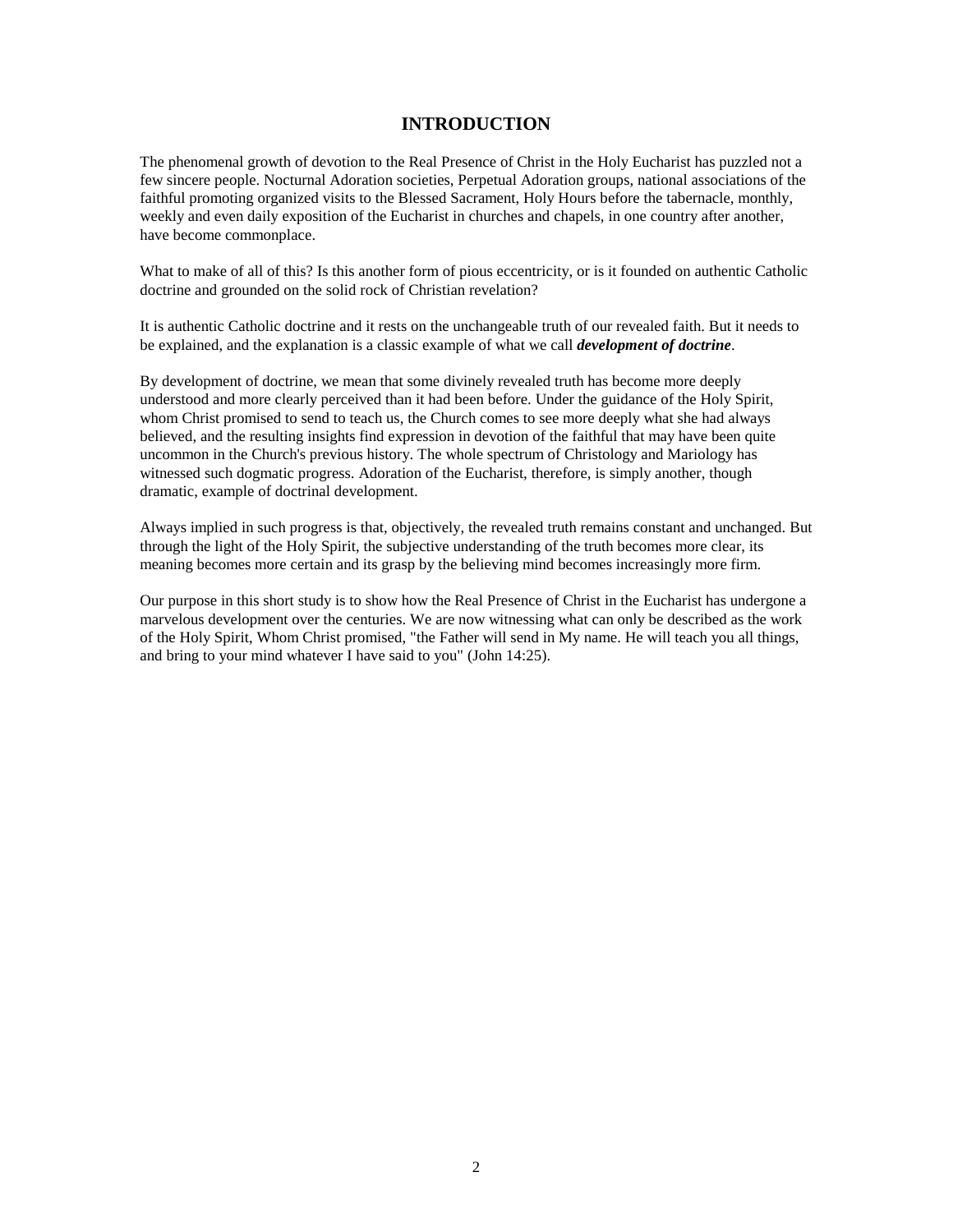# INTRODUCTION

The phenomenal growth of devotion to the Real Presence of Christ in the Holy Eucharist has puzzled not a few sincere people. Nocturnal Adoration societies, Perpetual Adoration groups, national associations of the faithful promoting organized visits to the Blessed Sacrament, Holy Hours before the tabernacle, monthly, weekly and even daily exposition of the Eucharist in churches and chapels, in one country after another, have become commonplace.

What to make of all of this? Is this another form of pious eccentricity, or is it founded on authentic Catholic doctrine and grounded on the solid rock of Christian revelation?

It is authentic Catholic doctrine and it rests on the unchangeable truth of our revealed faith. But it needs to be explained, and the explanation is a classic example of what we call ***development of doctrine***.

By development of doctrine, we mean that some divinely revealed truth has become more deeply understood and more clearly perceived than it had been before. Under the guidance of the Holy Spirit, whom Christ promised to send to teach us, the Church comes to see more deeply what she had always believed, and the resulting insights find expression in devotion of the faithful that may have been quite uncommon in the Church's previous history. The whole spectrum of Christology and Mariology has witnessed such dogmatic progress. Adoration of the Eucharist, therefore, is simply another, though dramatic, example of doctrinal development.

Always implied in such progress is that, objectively, the revealed truth remains constant and unchanged. But through the light of the Holy Spirit, the subjective understanding of the truth becomes more clear, its meaning becomes more certain and its grasp by the believing mind becomes increasingly more firm.

Our purpose in this short study is to show how the Real Presence of Christ in the Eucharist has undergone a marvelous development over the centuries. We are now witnessing what can only be described as the work of the Holy Spirit, Whom Christ promised, "the Father will send in My name. He will teach you all things, and bring to your mind whatever I have said to you" (John 14:25).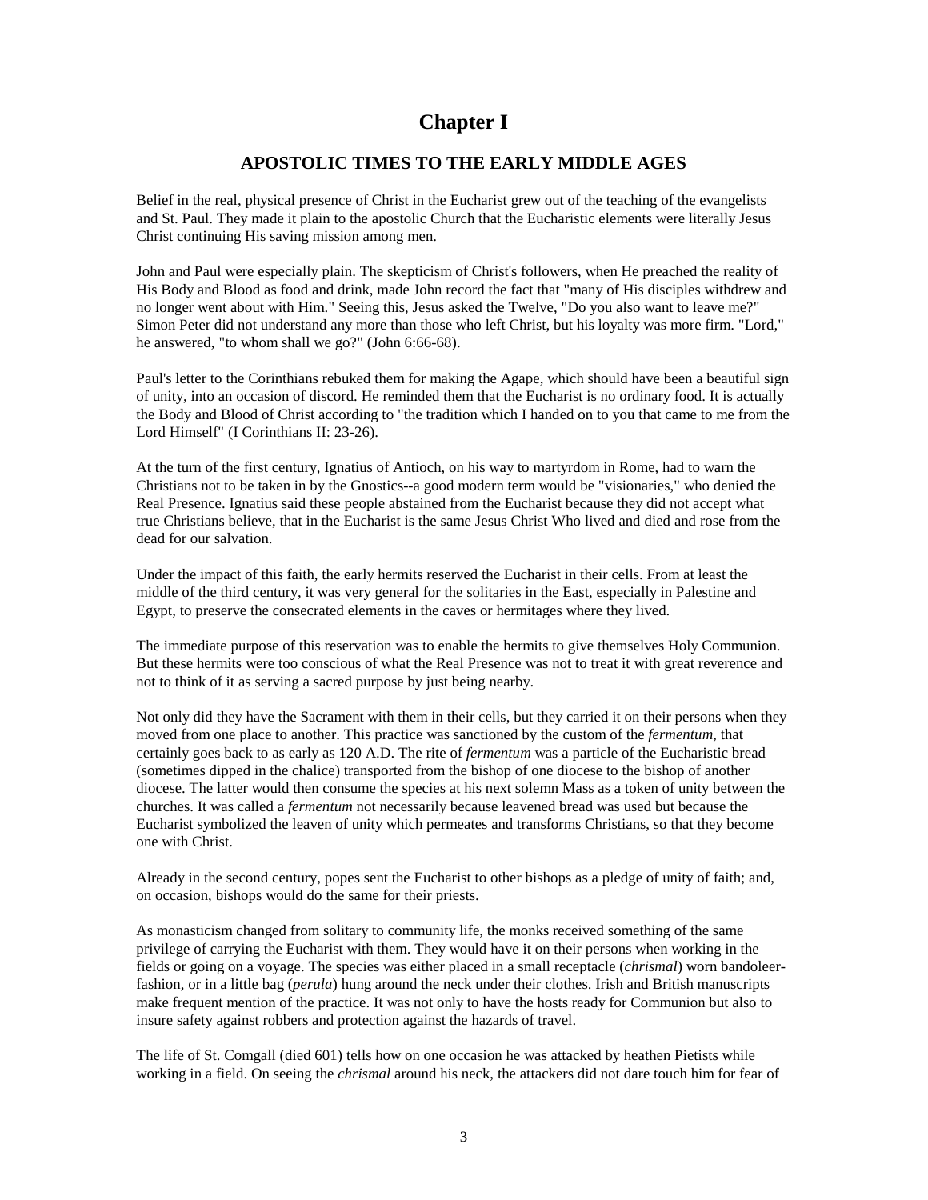# Chapter I

## APOSTOLIC TIMES TO THE EARLY MIDDLE AGES

Belief in the real, physical presence of Christ in the Eucharist grew out of the teaching of the evangelists and St. Paul. They made it plain to the apostolic Church that the Eucharistic elements were literally Jesus Christ continuing His saving mission among men.

John and Paul were especially plain. The skepticism of Christ's followers, when He preached the reality of His Body and Blood as food and drink, made John record the fact that "many of His disciples withdrew and no longer went about with Him." Seeing this, Jesus asked the Twelve, "Do you also want to leave me?" Simon Peter did not understand any more than those who left Christ, but his loyalty was more firm. "Lord," he answered, "to whom shall we go?" (John 6:66-68).

Paul's letter to the Corinthians rebuked them for making the Agape, which should have been a beautiful sign of unity, into an occasion of discord. He reminded them that the Eucharist is no ordinary food. It is actually the Body and Blood of Christ according to "the tradition which I handed on to you that came to me from the Lord Himself" (I Corinthians II: 23-26).

At the turn of the first century, Ignatius of Antioch, on his way to martyrdom in Rome, had to warn the Christians not to be taken in by the Gnostics--a good modern term would be "visionaries," who denied the Real Presence. Ignatius said these people abstained from the Eucharist because they did not accept what true Christians believe, that in the Eucharist is the same Jesus Christ Who lived and died and rose from the dead for our salvation.

Under the impact of this faith, the early hermits reserved the Eucharist in their cells. From at least the middle of the third century, it was very general for the solitaries in the East, especially in Palestine and Egypt, to preserve the consecrated elements in the caves or hermitages where they lived.

The immediate purpose of this reservation was to enable the hermits to give themselves Holy Communion. But these hermits were too conscious of what the Real Presence was not to treat it with great reverence and not to think of it as serving a sacred purpose by just being nearby.

Not only did they have the Sacrament with them in their cells, but they carried it on their persons when they moved from one place to another. This practice was sanctioned by the custom of the *fermentum*, that certainly goes back to as early as 120 A.D. The rite of *fermentum* was a particle of the Eucharistic bread (sometimes dipped in the chalice) transported from the bishop of one diocese to the bishop of another diocese. The latter would then consume the species at his next solemn Mass as a token of unity between the churches. It was called a *fermentum* not necessarily because leavened bread was used but because the Eucharist symbolized the leaven of unity which permeates and transforms Christians, so that they become one with Christ.

Already in the second century, popes sent the Eucharist to other bishops as a pledge of unity of faith; and, on occasion, bishops would do the same for their priests.

As monasticism changed from solitary to community life, the monks received something of the same privilege of carrying the Eucharist with them. They would have it on their persons when working in the fields or going on a voyage. The species was either placed in a small receptacle (*chrismal*) worn bandoleer-fashion, or in a little bag (*perula*) hung around the neck under their clothes. Irish and British manuscripts make frequent mention of the practice. It was not only to have the hosts ready for Communion but also to insure safety against robbers and protection against the hazards of travel.

The life of St. Comgall (died 601) tells how on one occasion he was attacked by heathen Pietists while working in a field. On seeing the *chrismal* around his neck, the attackers did not dare touch him for fear of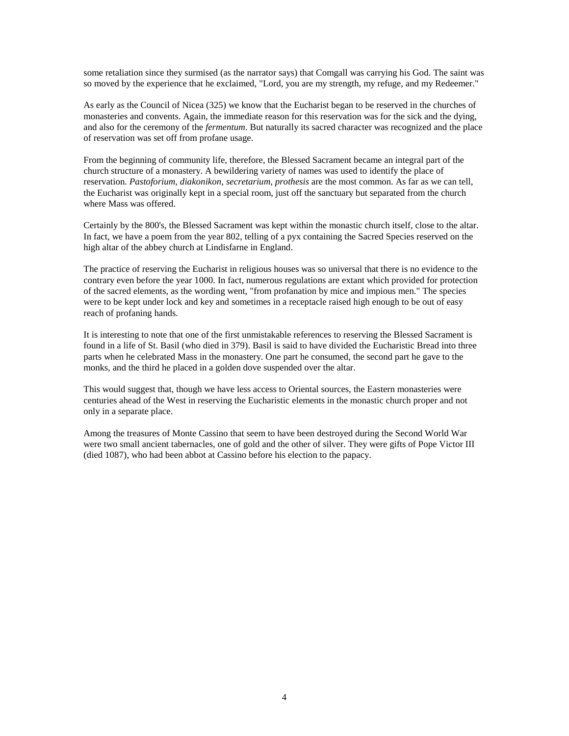some retaliation since they surmised (as the narrator says) that Comgall was carrying his God. The saint was so moved by the experience that he exclaimed, "Lord, you are my strength, my refuge, and my Redeemer."

As early as the Council of Nicea (325) we know that the Eucharist began to be reserved in the churches of monasteries and convents. Again, the immediate reason for this reservation was for the sick and the dying, and also for the ceremony of the *fermentum*. But naturally its sacred character was recognized and the place of reservation was set off from profane usage.

From the beginning of community life, therefore, the Blessed Sacrament became an integral part of the church structure of a monastery. A bewildering variety of names was used to identify the place of reservation. *Pastoforium, diakonikon, secretarium, prothesis* are the most common. As far as we can tell, the Eucharist was originally kept in a special room, just off the sanctuary but separated from the church where Mass was offered.

Certainly by the 800's, the Blessed Sacrament was kept within the monastic church itself, close to the altar. In fact, we have a poem from the year 802, telling of a pyx containing the Sacred Species reserved on the high altar of the abbey church at Lindisfarne in England.

The practice of reserving the Eucharist in religious houses was so universal that there is no evidence to the contrary even before the year 1000. In fact, numerous regulations are extant which provided for protection of the sacred elements, as the wording went, "from profanation by mice and impious men." The species were to be kept under lock and key and sometimes in a receptacle raised high enough to be out of easy reach of profaning hands.

It is interesting to note that one of the first unmistakable references to reserving the Blessed Sacrament is found in a life of St. Basil (who died in 379). Basil is said to have divided the Eucharistic Bread into three parts when he celebrated Mass in the monastery. One part he consumed, the second part he gave to the monks, and the third he placed in a golden dove suspended over the altar.

This would suggest that, though we have less access to Oriental sources, the Eastern monasteries were centuries ahead of the West in reserving the Eucharistic elements in the monastic church proper and not only in a separate place.

Among the treasures of Monte Cassino that seem to have been destroyed during the Second World War were two small ancient tabernacles, one of gold and the other of silver. They were gifts of Pope Victor III (died 1087), who had been abbot at Cassino before his election to the papacy.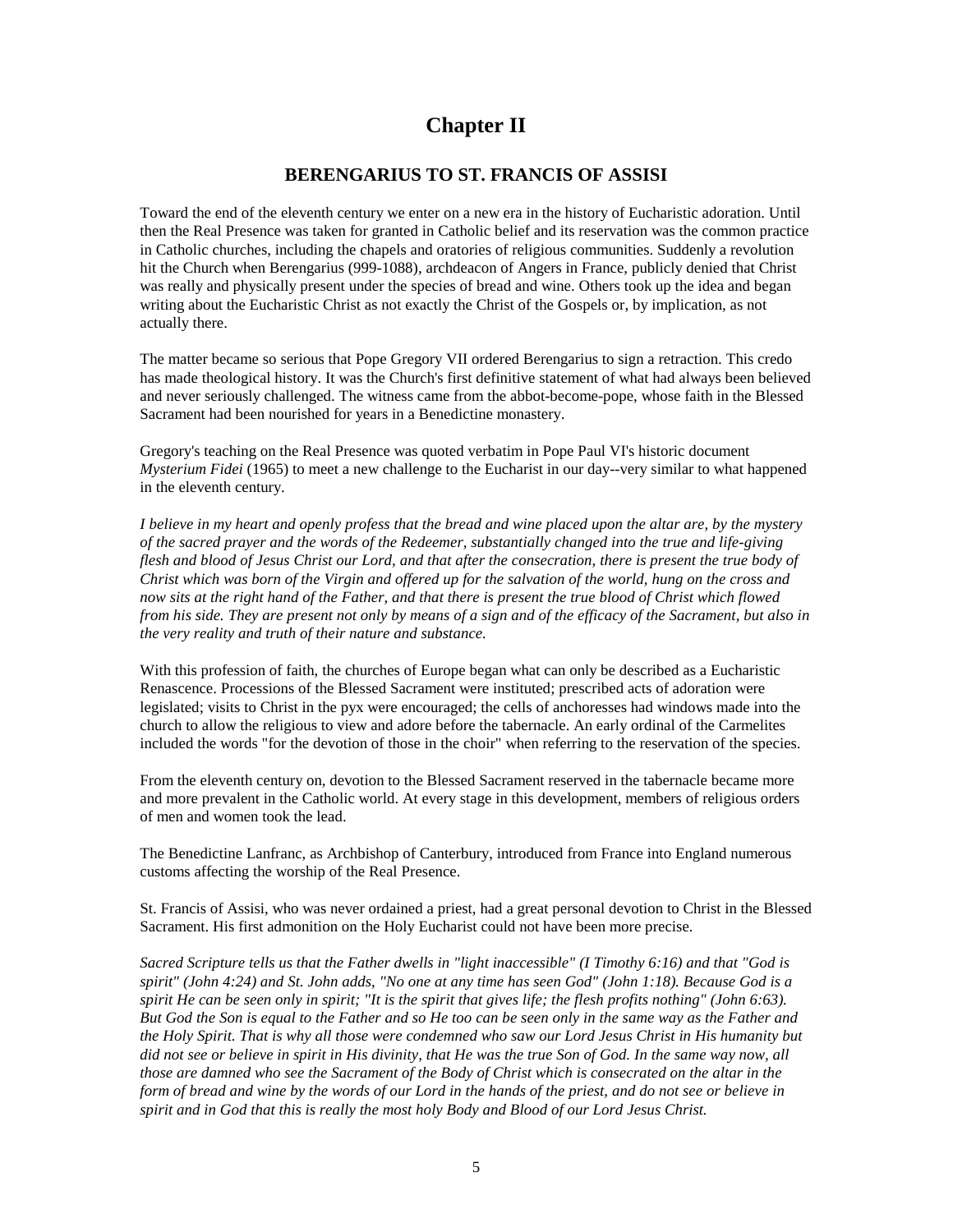# Chapter II

## BERENGARIUS TO ST. FRANCIS OF ASSISI

Toward the end of the eleventh century we enter on a new era in the history of Eucharistic adoration. Until then the Real Presence was taken for granted in Catholic belief and its reservation was the common practice in Catholic churches, including the chapels and oratories of religious communities. Suddenly a revolution hit the Church when Berengarius (999-1088), archdeacon of Angers in France, publicly denied that Christ was really and physically present under the species of bread and wine. Others took up the idea and began writing about the Eucharistic Christ as not exactly the Christ of the Gospels or, by implication, as not actually there.

The matter became so serious that Pope Gregory VII ordered Berengarius to sign a retraction. This credo has made theological history. It was the Church's first definitive statement of what had always been believed and never seriously challenged. The witness came from the abbot-become-pope, whose faith in the Blessed Sacrament had been nourished for years in a Benedictine monastery.

Gregory's teaching on the Real Presence was quoted verbatim in Pope Paul VI's historic document *Mysterium Fidei* (1965) to meet a new challenge to the Eucharist in our day--very similar to what happened in the eleventh century.

*I believe in my heart and openly profess that the bread and wine placed upon the altar are, by the mystery of the sacred prayer and the words of the Redeemer, substantially changed into the true and life-giving flesh and blood of Jesus Christ our Lord, and that after the consecration, there is present the true body of Christ which was born of the Virgin and offered up for the salvation of the world, hung on the cross and now sits at the right hand of the Father, and that there is present the true blood of Christ which flowed from his side. They are present not only by means of a sign and of the efficacy of the Sacrament, but also in the very reality and truth of their nature and substance.*

With this profession of faith, the churches of Europe began what can only be described as a Eucharistic Renascence. Processions of the Blessed Sacrament were instituted; prescribed acts of adoration were legislated; visits to Christ in the pyx were encouraged; the cells of anchoresses had windows made into the church to allow the religious to view and adore before the tabernacle. An early ordinal of the Carmelites included the words "for the devotion of those in the choir" when referring to the reservation of the species.

From the eleventh century on, devotion to the Blessed Sacrament reserved in the tabernacle became more and more prevalent in the Catholic world. At every stage in this development, members of religious orders of men and women took the lead.

The Benedictine Lanfranc, as Archbishop of Canterbury, introduced from France into England numerous customs affecting the worship of the Real Presence.

St. Francis of Assisi, who was never ordained a priest, had a great personal devotion to Christ in the Blessed Sacrament. His first admonition on the Holy Eucharist could not have been more precise.

*Sacred Scripture tells us that the Father dwells in "light inaccessible" (I Timothy 6:16) and that "God is spirit" (John 4:24) and St. John adds, "No one at any time has seen God" (John 1:18). Because God is a spirit He can be seen only in spirit; "It is the spirit that gives life; the flesh profits nothing" (John 6:63). But God the Son is equal to the Father and so He too can be seen only in the same way as the Father and the Holy Spirit. That is why all those were condemned who saw our Lord Jesus Christ in His humanity but did not see or believe in spirit in His divinity, that He was the true Son of God. In the same way now, all those are damned who see the Sacrament of the Body of Christ which is consecrated on the altar in the form of bread and wine by the words of our Lord in the hands of the priest, and do not see or believe in spirit and in God that this is really the most holy Body and Blood of our Lord Jesus Christ.*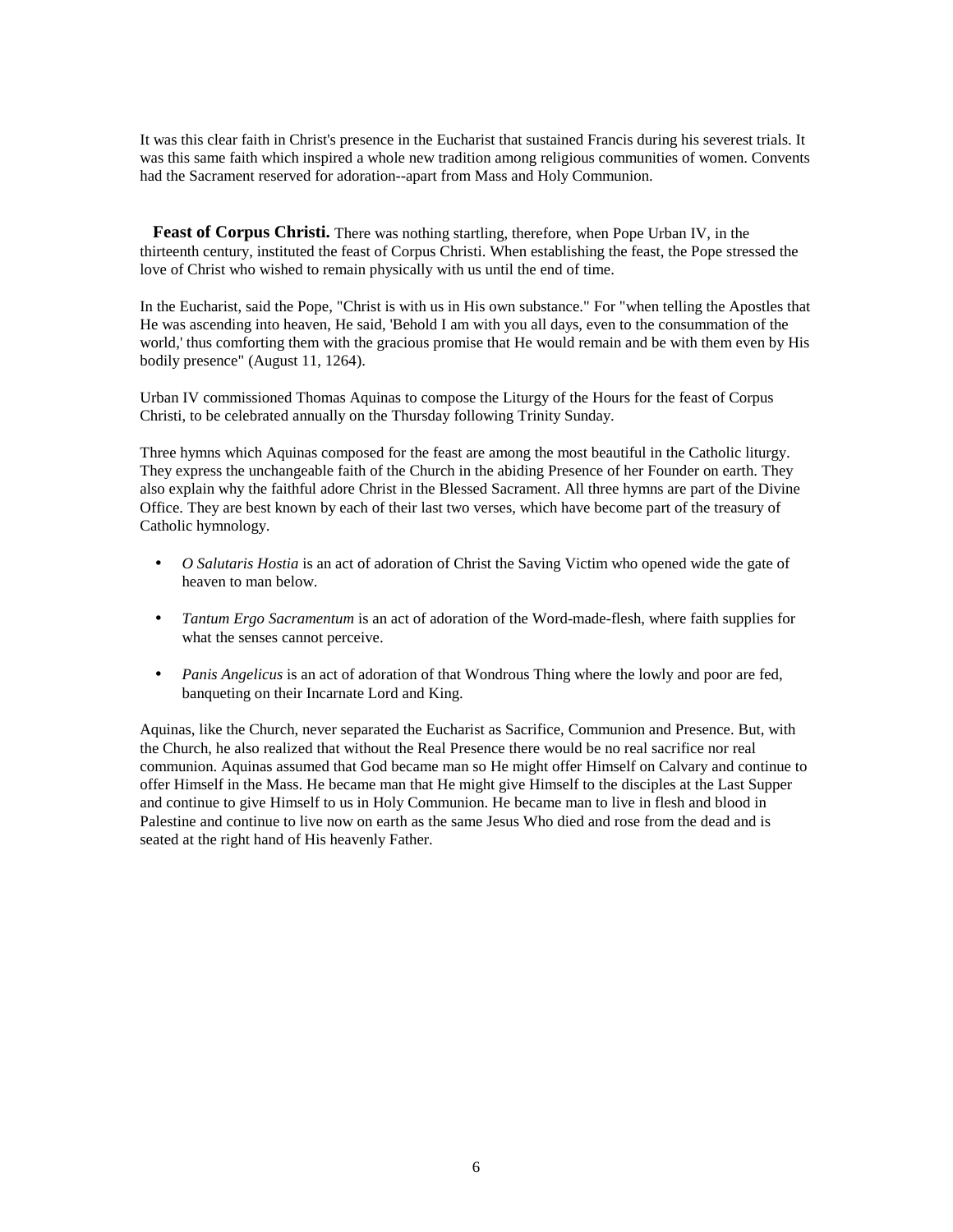It was this clear faith in Christ's presence in the Eucharist that sustained Francis during his severest trials. It was this same faith which inspired a whole new tradition among religious communities of women. Convents had the Sacrament reserved for adoration--apart from Mass and Holy Communion.

**Feast of Corpus Christi.** There was nothing startling, therefore, when Pope Urban IV, in the thirteenth century, instituted the feast of Corpus Christi. When establishing the feast, the Pope stressed the love of Christ who wished to remain physically with us until the end of time.

In the Eucharist, said the Pope, "Christ is with us in His own substance." For "when telling the Apostles that He was ascending into heaven, He said, 'Behold I am with you all days, even to the consummation of the world,' thus comforting them with the gracious promise that He would remain and be with them even by His bodily presence" (August 11, 1264).

Urban IV commissioned Thomas Aquinas to compose the Liturgy of the Hours for the feast of Corpus Christi, to be celebrated annually on the Thursday following Trinity Sunday.

Three hymns which Aquinas composed for the feast are among the most beautiful in the Catholic liturgy. They express the unchangeable faith of the Church in the abiding Presence of her Founder on earth. They also explain why the faithful adore Christ in the Blessed Sacrament. All three hymns are part of the Divine Office. They are best known by each of their last two verses, which have become part of the treasury of Catholic hymnology.

- *O Salutaris Hostia* is an act of adoration of Christ the Saving Victim who opened wide the gate of heaven to man below.
- *Tantum Ergo Sacramentum* is an act of adoration of the Word-made-flesh, where faith supplies for what the senses cannot perceive.
- *Panis Angelicus* is an act of adoration of that Wondrous Thing where the lowly and poor are fed, banqueting on their Incarnate Lord and King.

Aquinas, like the Church, never separated the Eucharist as Sacrifice, Communion and Presence. But, with the Church, he also realized that without the Real Presence there would be no real sacrifice nor real communion. Aquinas assumed that God became man so He might offer Himself on Calvary and continue to offer Himself in the Mass. He became man that He might give Himself to the disciples at the Last Supper and continue to give Himself to us in Holy Communion. He became man to live in flesh and blood in Palestine and continue to live now on earth as the same Jesus Who died and rose from the dead and is seated at the right hand of His heavenly Father.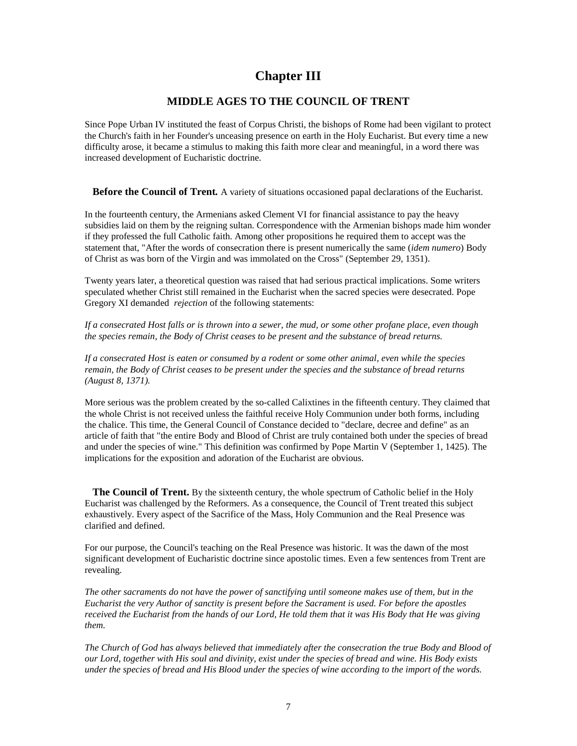# Chapter III

## MIDDLE AGES TO THE COUNCIL OF TRENT

Since Pope Urban IV instituted the feast of Corpus Christi, the bishops of Rome had been vigilant to protect the Church's faith in her Founder's unceasing presence on earth in the Holy Eucharist. But every time a new difficulty arose, it became a stimulus to making this faith more clear and meaningful, in a word there was increased development of Eucharistic doctrine.

**Before the Council of Trent.** A variety of situations occasioned papal declarations of the Eucharist.

In the fourteenth century, the Armenians asked Clement VI for financial assistance to pay the heavy subsidies laid on them by the reigning sultan. Correspondence with the Armenian bishops made him wonder if they professed the full Catholic faith. Among other propositions he required them to accept was the statement that, "After the words of consecration there is present numerically the same (*idem numero*) Body of Christ as was born of the Virgin and was immolated on the Cross" (September 29, 1351).

Twenty years later, a theoretical question was raised that had serious practical implications. Some writers speculated whether Christ still remained in the Eucharist when the sacred species were desecrated. Pope Gregory XI demanded *rejection* of the following statements:

*If a consecrated Host falls or is thrown into a sewer, the mud, or some other profane place, even though the species remain, the Body of Christ ceases to be present and the substance of bread returns.*

*If a consecrated Host is eaten or consumed by a rodent or some other animal, even while the species remain, the Body of Christ ceases to be present under the species and the substance of bread returns (August 8, 1371).*

More serious was the problem created by the so-called Calixtines in the fifteenth century. They claimed that the whole Christ is not received unless the faithful receive Holy Communion under both forms, including the chalice. This time, the General Council of Constance decided to "declare, decree and define" as an article of faith that "the entire Body and Blood of Christ are truly contained both under the species of bread and under the species of wine." This definition was confirmed by Pope Martin V (September 1, 1425). The implications for the exposition and adoration of the Eucharist are obvious.

**The Council of Trent.** By the sixteenth century, the whole spectrum of Catholic belief in the Holy Eucharist was challenged by the Reformers. As a consequence, the Council of Trent treated this subject exhaustively. Every aspect of the Sacrifice of the Mass, Holy Communion and the Real Presence was clarified and defined.

For our purpose, the Council's teaching on the Real Presence was historic. It was the dawn of the most significant development of Eucharistic doctrine since apostolic times. Even a few sentences from Trent are revealing.

*The other sacraments do not have the power of sanctifying until someone makes use of them, but in the Eucharist the very Author of sanctity is present before the Sacrament is used. For before the apostles received the Eucharist from the hands of our Lord, He told them that it was His Body that He was giving them.*

*The Church of God has always believed that immediately after the consecration the true Body and Blood of our Lord, together with His soul and divinity, exist under the species of bread and wine. His Body exists under the species of bread and His Blood under the species of wine according to the import of the words.*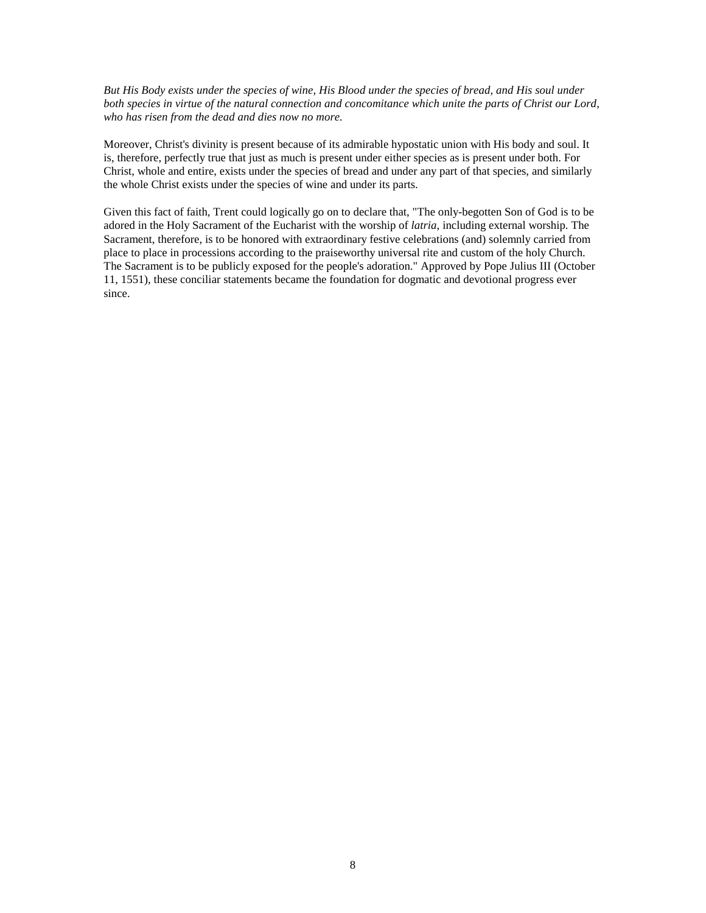*But His Body exists under the species of wine, His Blood under the species of bread, and His soul under both species in virtue of the natural connection and concomitance which unite the parts of Christ our Lord, who has risen from the dead and dies now no more.*

Moreover, Christ's divinity is present because of its admirable hypostatic union with His body and soul. It is, therefore, perfectly true that just as much is present under either species as is present under both. For Christ, whole and entire, exists under the species of bread and under any part of that species, and similarly the whole Christ exists under the species of wine and under its parts.

Given this fact of faith, Trent could logically go on to declare that, "The only-begotten Son of God is to be adored in the Holy Sacrament of the Eucharist with the worship of *latria*, including external worship. The Sacrament, therefore, is to be honored with extraordinary festive celebrations (and) solemnly carried from place to place in processions according to the praiseworthy universal rite and custom of the holy Church. The Sacrament is to be publicly exposed for the people's adoration." Approved by Pope Julius III (October 11, 1551), these conciliar statements became the foundation for dogmatic and devotional progress ever since.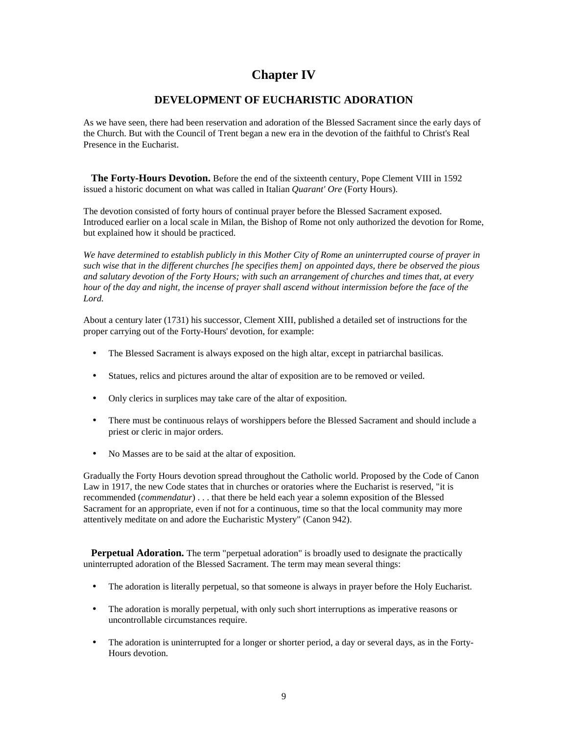# Chapter IV

## DEVELOPMENT OF EUCHARISTIC ADORATION

As we have seen, there had been reservation and adoration of the Blessed Sacrament since the early days of the Church. But with the Council of Trent began a new era in the devotion of the faithful to Christ's Real Presence in the Eucharist.

**The Forty-Hours Devotion.** Before the end of the sixteenth century, Pope Clement VIII in 1592 issued a historic document on what was called in Italian *Quarant' Ore* (Forty Hours).

The devotion consisted of forty hours of continual prayer before the Blessed Sacrament exposed. Introduced earlier on a local scale in Milan, the Bishop of Rome not only authorized the devotion for Rome, but explained how it should be practiced.

*We have determined to establish publicly in this Mother City of Rome an uninterrupted course of prayer in such wise that in the different churches [he specifies them] on appointed days, there be observed the pious and salutary devotion of the Forty Hours; with such an arrangement of churches and times that, at every hour of the day and night, the incense of prayer shall ascend without intermission before the face of the Lord.*

About a century later (1731) his successor, Clement XIII, published a detailed set of instructions for the proper carrying out of the Forty-Hours' devotion, for example:

- The Blessed Sacrament is always exposed on the high altar, except in patriarchal basilicas.
- Statues, relics and pictures around the altar of exposition are to be removed or veiled.
- Only clerics in surplices may take care of the altar of exposition.
- There must be continuous relays of worshippers before the Blessed Sacrament and should include a priest or cleric in major orders.
- No Masses are to be said at the altar of exposition.

Gradually the Forty Hours devotion spread throughout the Catholic world. Proposed by the Code of Canon Law in 1917, the new Code states that in churches or oratories where the Eucharist is reserved, "it is recommended (*commendatur*) . . . that there be held each year a solemn exposition of the Blessed Sacrament for an appropriate, even if not for a continuous, time so that the local community may more attentively meditate on and adore the Eucharistic Mystery" (Canon 942).

**Perpetual Adoration.** The term "perpetual adoration" is broadly used to designate the practically uninterrupted adoration of the Blessed Sacrament. The term may mean several things:

- The adoration is literally perpetual, so that someone is always in prayer before the Holy Eucharist.
- The adoration is morally perpetual, with only such short interruptions as imperative reasons or uncontrollable circumstances require.
- The adoration is uninterrupted for a longer or shorter period, a day or several days, as in the Forty-Hours devotion.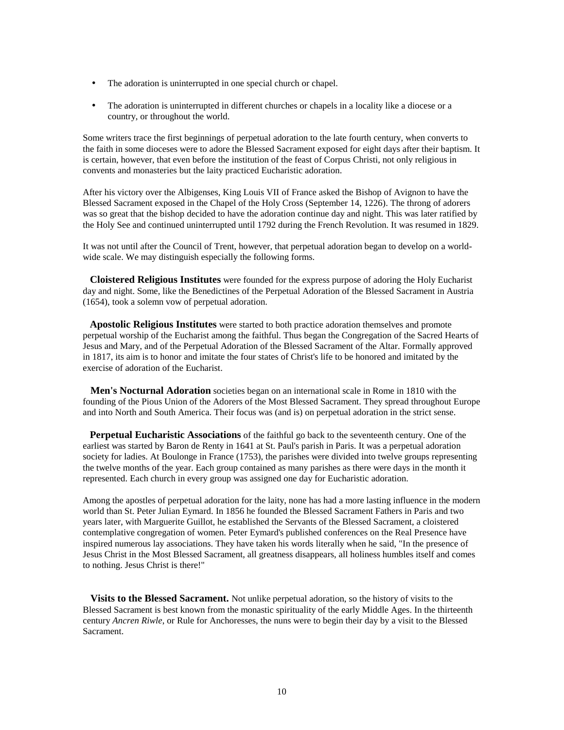- The adoration is uninterrupted in one special church or chapel.
- The adoration is uninterrupted in different churches or chapels in a locality like a diocese or a country, or throughout the world.

Some writers trace the first beginnings of perpetual adoration to the late fourth century, when converts to the faith in some dioceses were to adore the Blessed Sacrament exposed for eight days after their baptism. It is certain, however, that even before the institution of the feast of Corpus Christi, not only religious in convents and monasteries but the laity practiced Eucharistic adoration.

After his victory over the Albigenses, King Louis VII of France asked the Bishop of Avignon to have the Blessed Sacrament exposed in the Chapel of the Holy Cross (September 14, 1226). The throng of adorers was so great that the bishop decided to have the adoration continue day and night. This was later ratified by the Holy See and continued uninterrupted until 1792 during the French Revolution. It was resumed in 1829.

It was not until after the Council of Trent, however, that perpetual adoration began to develop on a world-wide scale. We may distinguish especially the following forms.

**Cloistered Religious Institutes** were founded for the express purpose of adoring the Holy Eucharist day and night. Some, like the Benedictines of the Perpetual Adoration of the Blessed Sacrament in Austria (1654), took a solemn vow of perpetual adoration.

**Apostolic Religious Institutes** were started to both practice adoration themselves and promote perpetual worship of the Eucharist among the faithful. Thus began the Congregation of the Sacred Hearts of Jesus and Mary, and of the Perpetual Adoration of the Blessed Sacrament of the Altar. Formally approved in 1817, its aim is to honor and imitate the four states of Christ's life to be honored and imitated by the exercise of adoration of the Eucharist.

**Men's Nocturnal Adoration** societies began on an international scale in Rome in 1810 with the founding of the Pious Union of the Adorers of the Most Blessed Sacrament. They spread throughout Europe and into North and South America. Their focus was (and is) on perpetual adoration in the strict sense.

**Perpetual Eucharistic Associations** of the faithful go back to the seventeenth century. One of the earliest was started by Baron de Renty in 1641 at St. Paul's parish in Paris. It was a perpetual adoration society for ladies. At Boulonge in France (1753), the parishes were divided into twelve groups representing the twelve months of the year. Each group contained as many parishes as there were days in the month it represented. Each church in every group was assigned one day for Eucharistic adoration.

Among the apostles of perpetual adoration for the laity, none has had a more lasting influence in the modern world than St. Peter Julian Eymard. In 1856 he founded the Blessed Sacrament Fathers in Paris and two years later, with Marguerite Guillot, he established the Servants of the Blessed Sacrament, a cloistered contemplative congregation of women. Peter Eymard's published conferences on the Real Presence have inspired numerous lay associations. They have taken his words literally when he said, "In the presence of Jesus Christ in the Most Blessed Sacrament, all greatness disappears, all holiness humbles itself and comes to nothing. Jesus Christ is there!"

**Visits to the Blessed Sacrament.** Not unlike perpetual adoration, so the history of visits to the Blessed Sacrament is best known from the monastic spirituality of the early Middle Ages. In the thirteenth century *Ancren Riwle*, or Rule for Anchoresses, the nuns were to begin their day by a visit to the Blessed Sacrament.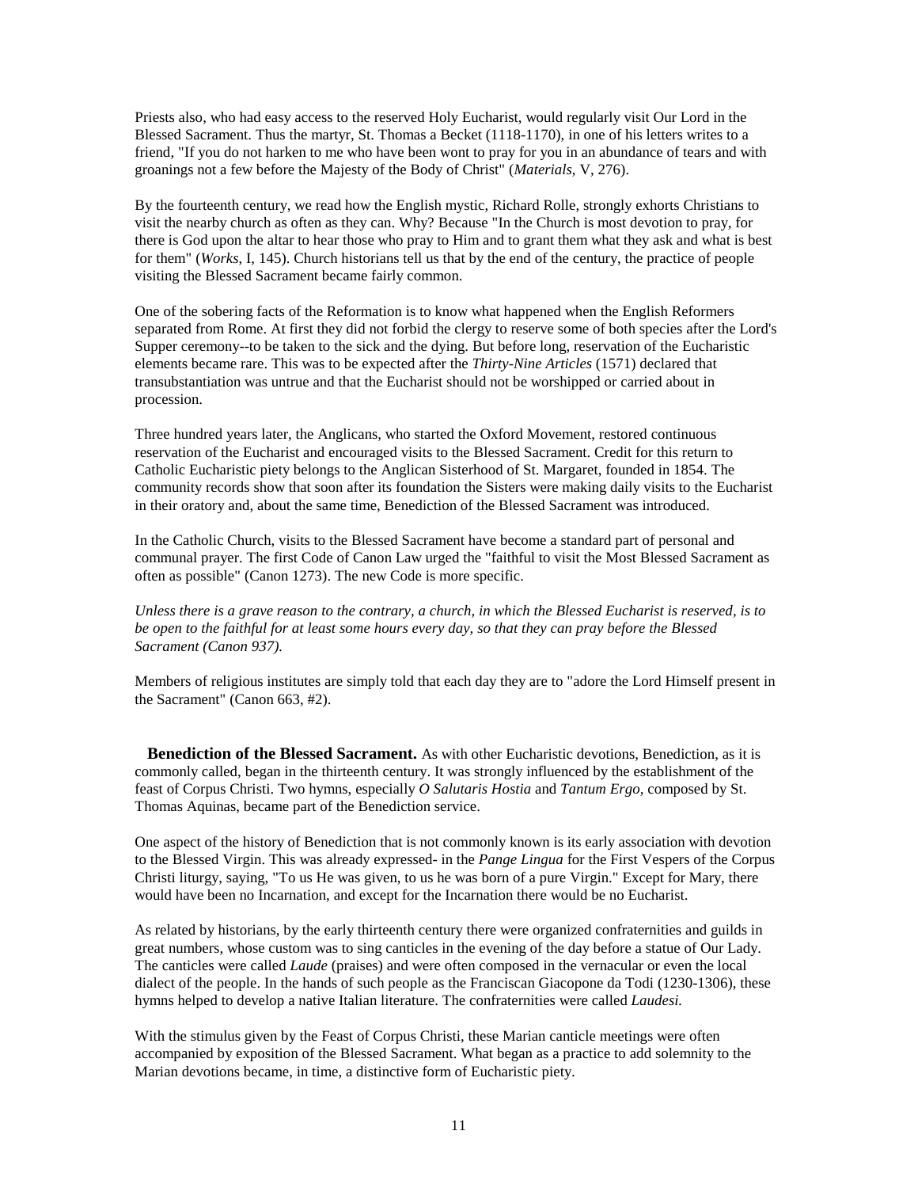Priests also, who had easy access to the reserved Holy Eucharist, would regularly visit Our Lord in the Blessed Sacrament. Thus the martyr, St. Thomas a Becket (1118-1170), in one of his letters writes to a friend, "If you do not harken to me who have been wont to pray for you in an abundance of tears and with groanings not a few before the Majesty of the Body of Christ" (*Materials*, V, 276).

By the fourteenth century, we read how the English mystic, Richard Rolle, strongly exhorts Christians to visit the nearby church as often as they can. Why? Because "In the Church is most devotion to pray, for there is God upon the altar to hear those who pray to Him and to grant them what they ask and what is best for them" (*Works*, I, 145). Church historians tell us that by the end of the century, the practice of people visiting the Blessed Sacrament became fairly common.

One of the sobering facts of the Reformation is to know what happened when the English Reformers separated from Rome. At first they did not forbid the clergy to reserve some of both species after the Lord's Supper ceremony--to be taken to the sick and the dying. But before long, reservation of the Eucharistic elements became rare. This was to be expected after the *Thirty-Nine Articles* (1571) declared that transubstantiation was untrue and that the Eucharist should not be worshipped or carried about in procession.

Three hundred years later, the Anglicans, who started the Oxford Movement, restored continuous reservation of the Eucharist and encouraged visits to the Blessed Sacrament. Credit for this return to Catholic Eucharistic piety belongs to the Anglican Sisterhood of St. Margaret, founded in 1854. The community records show that soon after its foundation the Sisters were making daily visits to the Eucharist in their oratory and, about the same time, Benediction of the Blessed Sacrament was introduced.

In the Catholic Church, visits to the Blessed Sacrament have become a standard part of personal and communal prayer. The first Code of Canon Law urged the "faithful to visit the Most Blessed Sacrament as often as possible" (Canon 1273). The new Code is more specific.

*Unless there is a grave reason to the contrary, a church, in which the Blessed Eucharist is reserved, is to be open to the faithful for at least some hours every day, so that they can pray before the Blessed Sacrament (Canon 937).*

Members of religious institutes are simply told that each day they are to "adore the Lord Himself present in the Sacrament" (Canon 663, #2).

**Benediction of the Blessed Sacrament.** As with other Eucharistic devotions, Benediction, as it is commonly called, began in the thirteenth century. It was strongly influenced by the establishment of the feast of Corpus Christi. Two hymns, especially *O Salutaris Hostia* and *Tantum Ergo*, composed by St. Thomas Aquinas, became part of the Benediction service.

One aspect of the history of Benediction that is not commonly known is its early association with devotion to the Blessed Virgin. This was already expressed- in the *Pange Lingua* for the First Vespers of the Corpus Christi liturgy, saying, "To us He was given, to us he was born of a pure Virgin." Except for Mary, there would have been no Incarnation, and except for the Incarnation there would be no Eucharist.

As related by historians, by the early thirteenth century there were organized confraternities and guilds in great numbers, whose custom was to sing canticles in the evening of the day before a statue of Our Lady. The canticles were called *Laude* (praises) and were often composed in the vernacular or even the local dialect of the people. In the hands of such people as the Franciscan Giacopone da Todi (1230-1306), these hymns helped to develop a native Italian literature. The confraternities were called *Laudesi.*

With the stimulus given by the Feast of Corpus Christi, these Marian canticle meetings were often accompanied by exposition of the Blessed Sacrament. What began as a practice to add solemnity to the Marian devotions became, in time, a distinctive form of Eucharistic piety.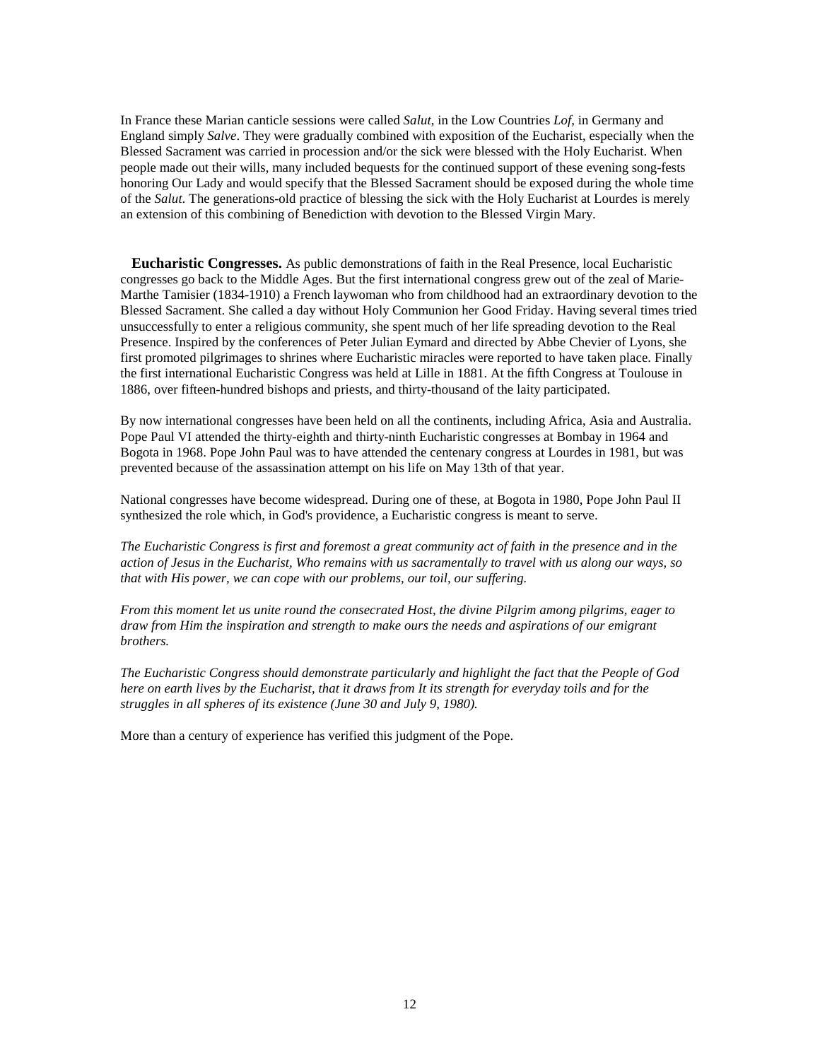In France these Marian canticle sessions were called *Salut*, in the Low Countries *Lof*, in Germany and England simply *Salve*. They were gradually combined with exposition of the Eucharist, especially when the Blessed Sacrament was carried in procession and/or the sick were blessed with the Holy Eucharist. When people made out their wills, many included bequests for the continued support of these evening song-fests honoring Our Lady and would specify that the Blessed Sacrament should be exposed during the whole time of the *Salut*. The generations-old practice of blessing the sick with the Holy Eucharist at Lourdes is merely an extension of this combining of Benediction with devotion to the Blessed Virgin Mary.

**Eucharistic Congresses.** As public demonstrations of faith in the Real Presence, local Eucharistic congresses go back to the Middle Ages. But the first international congress grew out of the zeal of Marie-Marthe Tamisier (1834-1910) a French laywoman who from childhood had an extraordinary devotion to the Blessed Sacrament. She called a day without Holy Communion her Good Friday. Having several times tried unsuccessfully to enter a religious community, she spent much of her life spreading devotion to the Real Presence. Inspired by the conferences of Peter Julian Eymard and directed by Abbe Chevier of Lyons, she first promoted pilgrimages to shrines where Eucharistic miracles were reported to have taken place. Finally the first international Eucharistic Congress was held at Lille in 1881. At the fifth Congress at Toulouse in 1886, over fifteen-hundred bishops and priests, and thirty-thousand of the laity participated.

By now international congresses have been held on all the continents, including Africa, Asia and Australia. Pope Paul VI attended the thirty-eighth and thirty-ninth Eucharistic congresses at Bombay in 1964 and Bogota in 1968. Pope John Paul was to have attended the centenary congress at Lourdes in 1981, but was prevented because of the assassination attempt on his life on May 13th of that year.

National congresses have become widespread. During one of these, at Bogota in 1980, Pope John Paul II synthesized the role which, in God's providence, a Eucharistic congress is meant to serve.

*The Eucharistic Congress is first and foremost a great community act of faith in the presence and in the action of Jesus in the Eucharist, Who remains with us sacramentally to travel with us along our ways, so that with His power, we can cope with our problems, our toil, our suffering.*

*From this moment let us unite round the consecrated Host, the divine Pilgrim among pilgrims, eager to draw from Him the inspiration and strength to make ours the needs and aspirations of our emigrant brothers.*

*The Eucharistic Congress should demonstrate particularly and highlight the fact that the People of God here on earth lives by the Eucharist, that it draws from It its strength for everyday toils and for the struggles in all spheres of its existence (June 30 and July 9, 1980).*

More than a century of experience has verified this judgment of the Pope.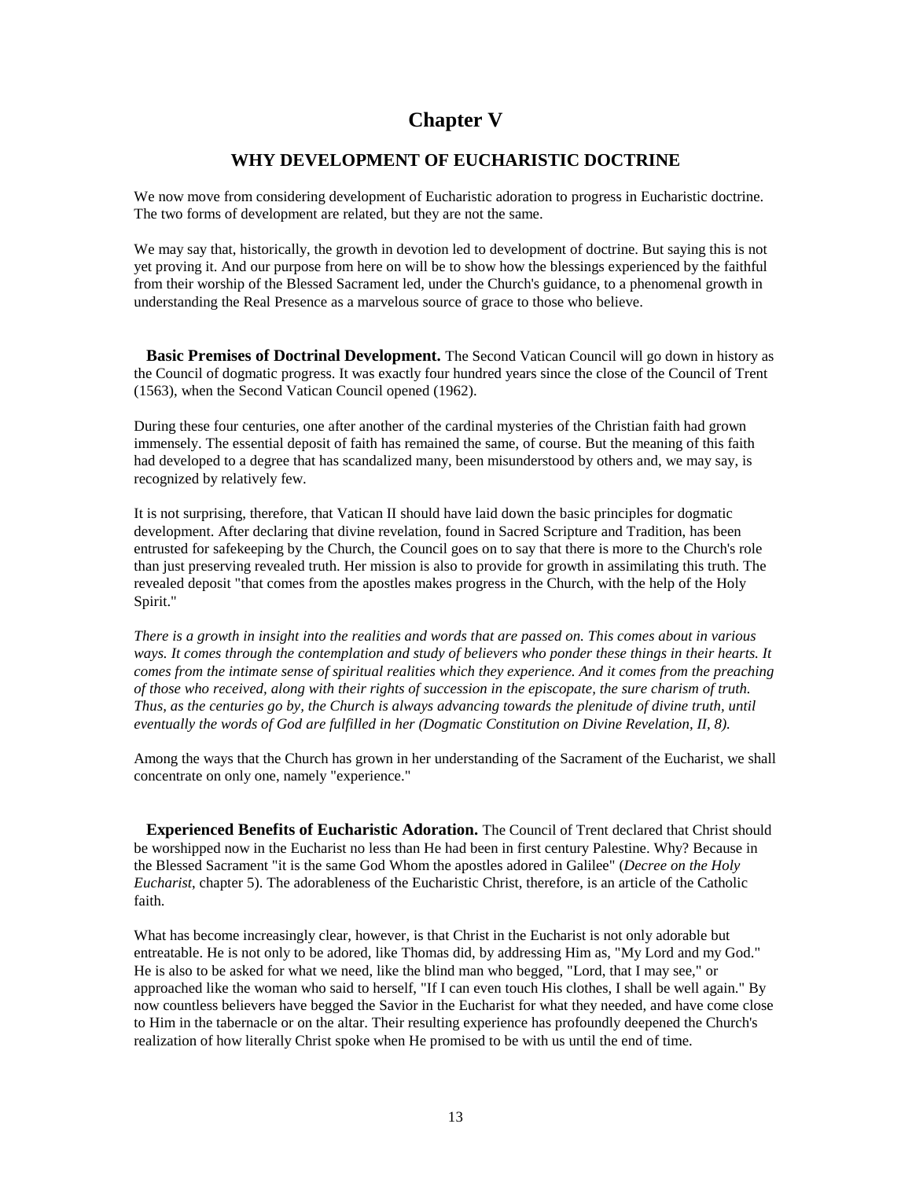# Chapter V

## WHY DEVELOPMENT OF EUCHARISTIC DOCTRINE

We now move from considering development of Eucharistic adoration to progress in Eucharistic doctrine. The two forms of development are related, but they are not the same.

We may say that, historically, the growth in devotion led to development of doctrine. But saying this is not yet proving it. And our purpose from here on will be to show how the blessings experienced by the faithful from their worship of the Blessed Sacrament led, under the Church's guidance, to a phenomenal growth in understanding the Real Presence as a marvelous source of grace to those who believe.

**Basic Premises of Doctrinal Development.** The Second Vatican Council will go down in history as the Council of dogmatic progress. It was exactly four hundred years since the close of the Council of Trent (1563), when the Second Vatican Council opened (1962).

During these four centuries, one after another of the cardinal mysteries of the Christian faith had grown immensely. The essential deposit of faith has remained the same, of course. But the meaning of this faith had developed to a degree that has scandalized many, been misunderstood by others and, we may say, is recognized by relatively few.

It is not surprising, therefore, that Vatican II should have laid down the basic principles for dogmatic development. After declaring that divine revelation, found in Sacred Scripture and Tradition, has been entrusted for safekeeping by the Church, the Council goes on to say that there is more to the Church's role than just preserving revealed truth. Her mission is also to provide for growth in assimilating this truth. The revealed deposit "that comes from the apostles makes progress in the Church, with the help of the Holy Spirit."

*There is a growth in insight into the realities and words that are passed on. This comes about in various ways. It comes through the contemplation and study of believers who ponder these things in their hearts. It comes from the intimate sense of spiritual realities which they experience. And it comes from the preaching of those who received, along with their rights of succession in the episcopate, the sure charism of truth. Thus, as the centuries go by, the Church is always advancing towards the plenitude of divine truth, until eventually the words of God are fulfilled in her (Dogmatic Constitution on Divine Revelation, II, 8).*

Among the ways that the Church has grown in her understanding of the Sacrament of the Eucharist, we shall concentrate on only one, namely "experience."

**Experienced Benefits of Eucharistic Adoration.** The Council of Trent declared that Christ should be worshipped now in the Eucharist no less than He had been in first century Palestine. Why? Because in the Blessed Sacrament "it is the same God Whom the apostles adored in Galilee" (*Decree on the Holy Eucharist*, chapter 5). The adorableness of the Eucharistic Christ, therefore, is an article of the Catholic faith.

What has become increasingly clear, however, is that Christ in the Eucharist is not only adorable but entreatable. He is not only to be adored, like Thomas did, by addressing Him as, "My Lord and my God." He is also to be asked for what we need, like the blind man who begged, "Lord, that I may see," or approached like the woman who said to herself, "If I can even touch His clothes, I shall be well again." By now countless believers have begged the Savior in the Eucharist for what they needed, and have come close to Him in the tabernacle or on the altar. Their resulting experience has profoundly deepened the Church's realization of how literally Christ spoke when He promised to be with us until the end of time.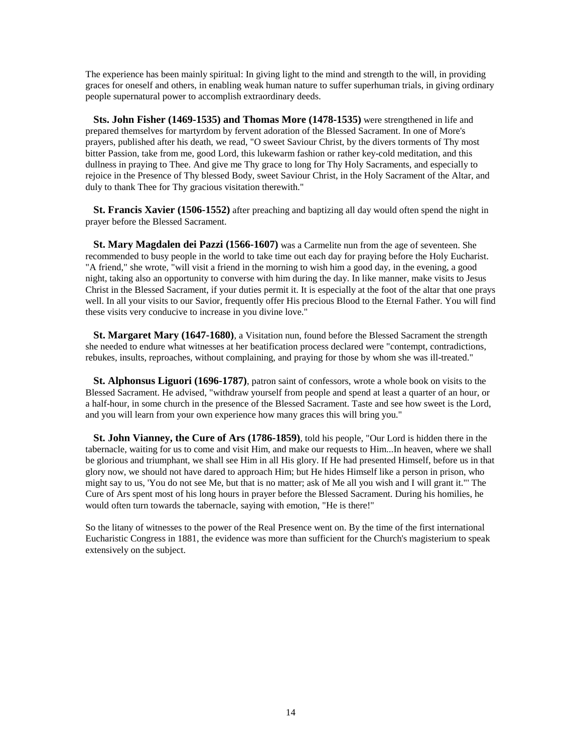The experience has been mainly spiritual: In giving light to the mind and strength to the will, in providing graces for oneself and others, in enabling weak human nature to suffer superhuman trials, in giving ordinary people supernatural power to accomplish extraordinary deeds.

**Sts. John Fisher (1469-1535) and Thomas More (1478-1535)** were strengthened in life and prepared themselves for martyrdom by fervent adoration of the Blessed Sacrament. In one of More's prayers, published after his death, we read, "O sweet Saviour Christ, by the divers torments of Thy most bitter Passion, take from me, good Lord, this lukewarm fashion or rather key-cold meditation, and this dullness in praying to Thee. And give me Thy grace to long for Thy Holy Sacraments, and especially to rejoice in the Presence of Thy blessed Body, sweet Saviour Christ, in the Holy Sacrament of the Altar, and duly to thank Thee for Thy gracious visitation therewith."

**St. Francis Xavier (1506-1552)** after preaching and baptizing all day would often spend the night in prayer before the Blessed Sacrament.

**St. Mary Magdalen dei Pazzi (1566-1607)** was a Carmelite nun from the age of seventeen. She recommended to busy people in the world to take time out each day for praying before the Holy Eucharist. "A friend," she wrote, "will visit a friend in the morning to wish him a good day, in the evening, a good night, taking also an opportunity to converse with him during the day. In like manner, make visits to Jesus Christ in the Blessed Sacrament, if your duties permit it. It is especially at the foot of the altar that one prays well. In all your visits to our Savior, frequently offer His precious Blood to the Eternal Father. You will find these visits very conducive to increase in you divine love."

**St. Margaret Mary (1647-1680)**, a Visitation nun, found before the Blessed Sacrament the strength she needed to endure what witnesses at her beatification process declared were "contempt, contradictions, rebukes, insults, reproaches, without complaining, and praying for those by whom she was ill-treated."

**St. Alphonsus Liguori (1696-1787)**, patron saint of confessors, wrote a whole book on visits to the Blessed Sacrament. He advised, "withdraw yourself from people and spend at least a quarter of an hour, or a half-hour, in some church in the presence of the Blessed Sacrament. Taste and see how sweet is the Lord, and you will learn from your own experience how many graces this will bring you."

**St. John Vianney, the Cure of Ars (1786-1859)**, told his people, "Our Lord is hidden there in the tabernacle, waiting for us to come and visit Him, and make our requests to Him...In heaven, where we shall be glorious and triumphant, we shall see Him in all His glory. If He had presented Himself, before us in that glory now, we should not have dared to approach Him; but He hides Himself like a person in prison, who might say to us, 'You do not see Me, but that is no matter; ask of Me all you wish and I will grant it."' The Cure of Ars spent most of his long hours in prayer before the Blessed Sacrament. During his homilies, he would often turn towards the tabernacle, saying with emotion, "He is there!"

So the litany of witnesses to the power of the Real Presence went on. By the time of the first international Eucharistic Congress in 1881, the evidence was more than sufficient for the Church's magisterium to speak extensively on the subject.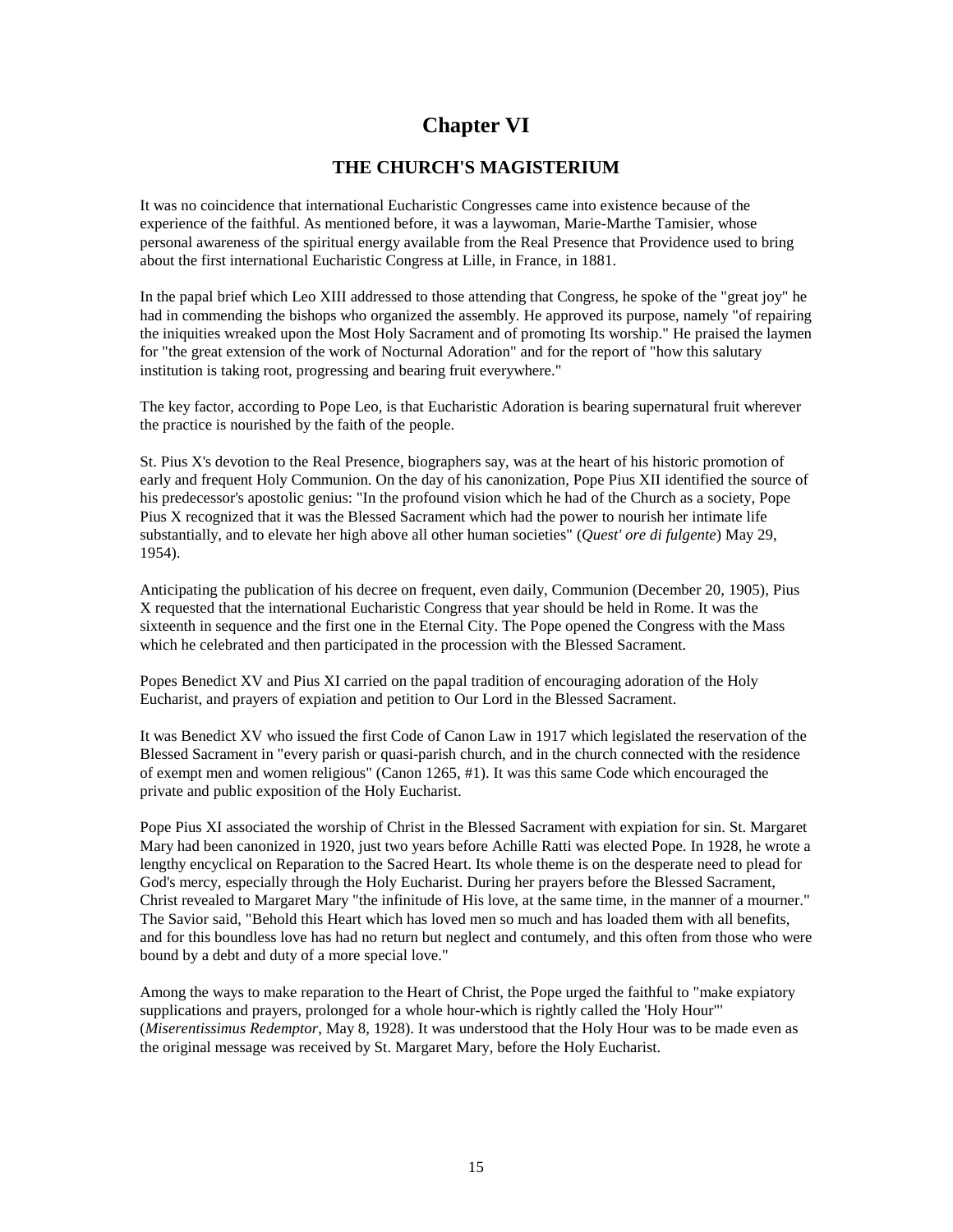# Chapter VI

## THE CHURCH'S MAGISTERIUM

It was no coincidence that international Eucharistic Congresses came into existence because of the experience of the faithful. As mentioned before, it was a laywoman, Marie-Marthe Tamisier, whose personal awareness of the spiritual energy available from the Real Presence that Providence used to bring about the first international Eucharistic Congress at Lille, in France, in 1881.

In the papal brief which Leo XIII addressed to those attending that Congress, he spoke of the "great joy" he had in commending the bishops who organized the assembly. He approved its purpose, namely "of repairing the iniquities wreaked upon the Most Holy Sacrament and of promoting Its worship." He praised the laymen for "the great extension of the work of Nocturnal Adoration" and for the report of "how this salutary institution is taking root, progressing and bearing fruit everywhere."

The key factor, according to Pope Leo, is that Eucharistic Adoration is bearing supernatural fruit wherever the practice is nourished by the faith of the people.

St. Pius X's devotion to the Real Presence, biographers say, was at the heart of his historic promotion of early and frequent Holy Communion. On the day of his canonization, Pope Pius XII identified the source of his predecessor's apostolic genius: "In the profound vision which he had of the Church as a society, Pope Pius X recognized that it was the Blessed Sacrament which had the power to nourish her intimate life substantially, and to elevate her high above all other human societies" (*Quest' ore di fulgente*) May 29, 1954).

Anticipating the publication of his decree on frequent, even daily, Communion (December 20, 1905), Pius X requested that the international Eucharistic Congress that year should be held in Rome. It was the sixteenth in sequence and the first one in the Eternal City. The Pope opened the Congress with the Mass which he celebrated and then participated in the procession with the Blessed Sacrament.

Popes Benedict XV and Pius XI carried on the papal tradition of encouraging adoration of the Holy Eucharist, and prayers of expiation and petition to Our Lord in the Blessed Sacrament.

It was Benedict XV who issued the first Code of Canon Law in 1917 which legislated the reservation of the Blessed Sacrament in "every parish or quasi-parish church, and in the church connected with the residence of exempt men and women religious" (Canon 1265, #1). It was this same Code which encouraged the private and public exposition of the Holy Eucharist.

Pope Pius XI associated the worship of Christ in the Blessed Sacrament with expiation for sin. St. Margaret Mary had been canonized in 1920, just two years before Achille Ratti was elected Pope. In 1928, he wrote a lengthy encyclical on Reparation to the Sacred Heart. Its whole theme is on the desperate need to plead for God's mercy, especially through the Holy Eucharist. During her prayers before the Blessed Sacrament, Christ revealed to Margaret Mary "the infinitude of His love, at the same time, in the manner of a mourner." The Savior said, "Behold this Heart which has loved men so much and has loaded them with all benefits, and for this boundless love has had no return but neglect and contumely, and this often from those who were bound by a debt and duty of a more special love."

Among the ways to make reparation to the Heart of Christ, the Pope urged the faithful to "make expiatory supplications and prayers, prolonged for a whole hour-which is rightly called the 'Holy Hour"' (*Miserentissimus Redemptor*, May 8, 1928). It was understood that the Holy Hour was to be made even as the original message was received by St. Margaret Mary, before the Holy Eucharist.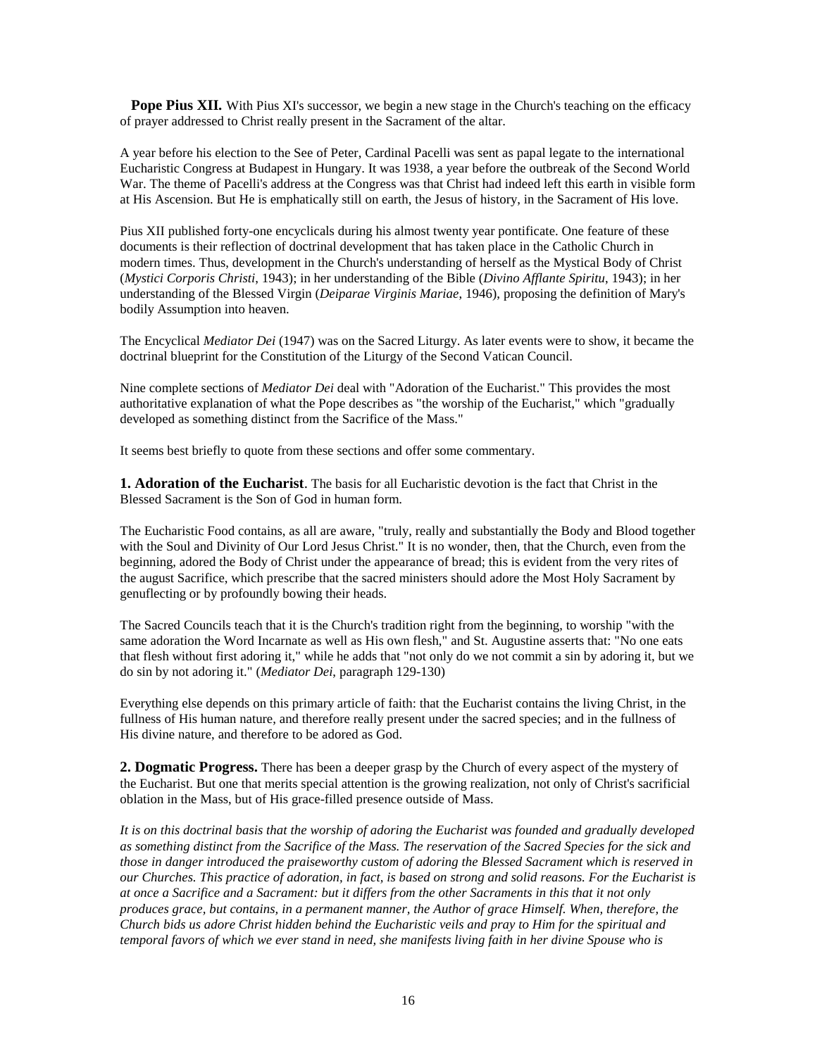**Pope Pius XII.** With Pius XI's successor, we begin a new stage in the Church's teaching on the efficacy of prayer addressed to Christ really present in the Sacrament of the altar.

A year before his election to the See of Peter, Cardinal Pacelli was sent as papal legate to the international Eucharistic Congress at Budapest in Hungary. It was 1938, a year before the outbreak of the Second World War. The theme of Pacelli's address at the Congress was that Christ had indeed left this earth in visible form at His Ascension. But He is emphatically still on earth, the Jesus of history, in the Sacrament of His love.

Pius XII published forty-one encyclicals during his almost twenty year pontificate. One feature of these documents is their reflection of doctrinal development that has taken place in the Catholic Church in modern times. Thus, development in the Church's understanding of herself as the Mystical Body of Christ (*Mystici Corporis Christi*, 1943); in her understanding of the Bible (*Divino Afflante Spiritu*, 1943); in her understanding of the Blessed Virgin (*Deiparae Virginis Mariae*, 1946), proposing the definition of Mary's bodily Assumption into heaven.

The Encyclical *Mediator Dei* (1947) was on the Sacred Liturgy. As later events were to show, it became the doctrinal blueprint for the Constitution of the Liturgy of the Second Vatican Council.

Nine complete sections of *Mediator Dei* deal with "Adoration of the Eucharist." This provides the most authoritative explanation of what the Pope describes as "the worship of the Eucharist," which "gradually developed as something distinct from the Sacrifice of the Mass."

It seems best briefly to quote from these sections and offer some commentary.

**1. Adoration of the Eucharist**. The basis for all Eucharistic devotion is the fact that Christ in the Blessed Sacrament is the Son of God in human form.

The Eucharistic Food contains, as all are aware, "truly, really and substantially the Body and Blood together with the Soul and Divinity of Our Lord Jesus Christ." It is no wonder, then, that the Church, even from the beginning, adored the Body of Christ under the appearance of bread; this is evident from the very rites of the august Sacrifice, which prescribe that the sacred ministers should adore the Most Holy Sacrament by genuflecting or by profoundly bowing their heads.

The Sacred Councils teach that it is the Church's tradition right from the beginning, to worship "with the same adoration the Word Incarnate as well as His own flesh," and St. Augustine asserts that: "No one eats that flesh without first adoring it," while he adds that "not only do we not commit a sin by adoring it, but we do sin by not adoring it." (*Mediator Dei*, paragraph 129-130)

Everything else depends on this primary article of faith: that the Eucharist contains the living Christ, in the fullness of His human nature, and therefore really present under the sacred species; and in the fullness of His divine nature, and therefore to be adored as God.

**2. Dogmatic Progress.** There has been a deeper grasp by the Church of every aspect of the mystery of the Eucharist. But one that merits special attention is the growing realization, not only of Christ's sacrificial oblation in the Mass, but of His grace-filled presence outside of Mass.

*It is on this doctrinal basis that the worship of adoring the Eucharist was founded and gradually developed as something distinct from the Sacrifice of the Mass. The reservation of the Sacred Species for the sick and those in danger introduced the praiseworthy custom of adoring the Blessed Sacrament which is reserved in our Churches. This practice of adoration, in fact, is based on strong and solid reasons. For the Eucharist is at once a Sacrifice and a Sacrament: but it differs from the other Sacraments in this that it not only produces grace, but contains, in a permanent manner, the Author of grace Himself. When, therefore, the Church bids us adore Christ hidden behind the Eucharistic veils and pray to Him for the spiritual and temporal favors of which we ever stand in need, she manifests living faith in her divine Spouse who is*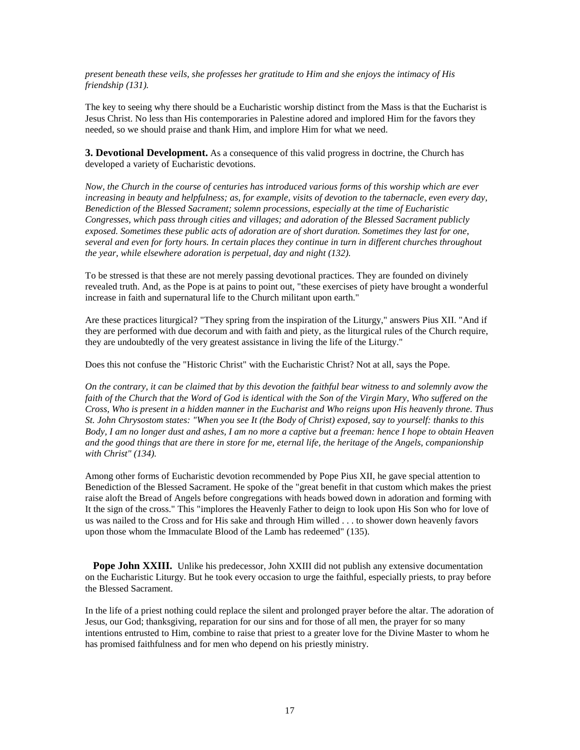*present beneath these veils, she professes her gratitude to Him and she enjoys the intimacy of His friendship (131).*

The key to seeing why there should be a Eucharistic worship distinct from the Mass is that the Eucharist is Jesus Christ. No less than His contemporaries in Palestine adored and implored Him for the favors they needed, so we should praise and thank Him, and implore Him for what we need.

**3. Devotional Development.** As a consequence of this valid progress in doctrine, the Church has developed a variety of Eucharistic devotions.

*Now, the Church in the course of centuries has introduced various forms of this worship which are ever increasing in beauty and helpfulness; as, for example, visits of devotion to the tabernacle, even every day, Benediction of the Blessed Sacrament; solemn processions, especially at the time of Eucharistic Congresses, which pass through cities and villages; and adoration of the Blessed Sacrament publicly exposed. Sometimes these public acts of adoration are of short duration. Sometimes they last for one, several and even for forty hours. In certain places they continue in turn in different churches throughout the year, while elsewhere adoration is perpetual, day and night (132).*

To be stressed is that these are not merely passing devotional practices. They are founded on divinely revealed truth. And, as the Pope is at pains to point out, "these exercises of piety have brought a wonderful increase in faith and supernatural life to the Church militant upon earth."

Are these practices liturgical? "They spring from the inspiration of the Liturgy," answers Pius XII. "And if they are performed with due decorum and with faith and piety, as the liturgical rules of the Church require, they are undoubtedly of the very greatest assistance in living the life of the Liturgy."

Does this not confuse the "Historic Christ" with the Eucharistic Christ? Not at all, says the Pope.

*On the contrary, it can be claimed that by this devotion the faithful bear witness to and solemnly avow the faith of the Church that the Word of God is identical with the Son of the Virgin Mary, Who suffered on the Cross, Who is present in a hidden manner in the Eucharist and Who reigns upon His heavenly throne. Thus St. John Chrysostom states: "When you see It (the Body of Christ) exposed, say to yourself: thanks to this Body, I am no longer dust and ashes, I am no more a captive but a freeman: hence I hope to obtain Heaven and the good things that are there in store for me, eternal life, the heritage of the Angels, companionship with Christ" (134).*

Among other forms of Eucharistic devotion recommended by Pope Pius XII, he gave special attention to Benediction of the Blessed Sacrament. He spoke of the "great benefit in that custom which makes the priest raise aloft the Bread of Angels before congregations with heads bowed down in adoration and forming with It the sign of the cross." This "implores the Heavenly Father to deign to look upon His Son who for love of us was nailed to the Cross and for His sake and through Him willed . . . to shower down heavenly favors upon those whom the Immaculate Blood of the Lamb has redeemed" (135).

**Pope John XXIII.** Unlike his predecessor, John XXIII did not publish any extensive documentation on the Eucharistic Liturgy. But he took every occasion to urge the faithful, especially priests, to pray before the Blessed Sacrament.

In the life of a priest nothing could replace the silent and prolonged prayer before the altar. The adoration of Jesus, our God; thanksgiving, reparation for our sins and for those of all men, the prayer for so many intentions entrusted to Him, combine to raise that priest to a greater love for the Divine Master to whom he has promised faithfulness and for men who depend on his priestly ministry.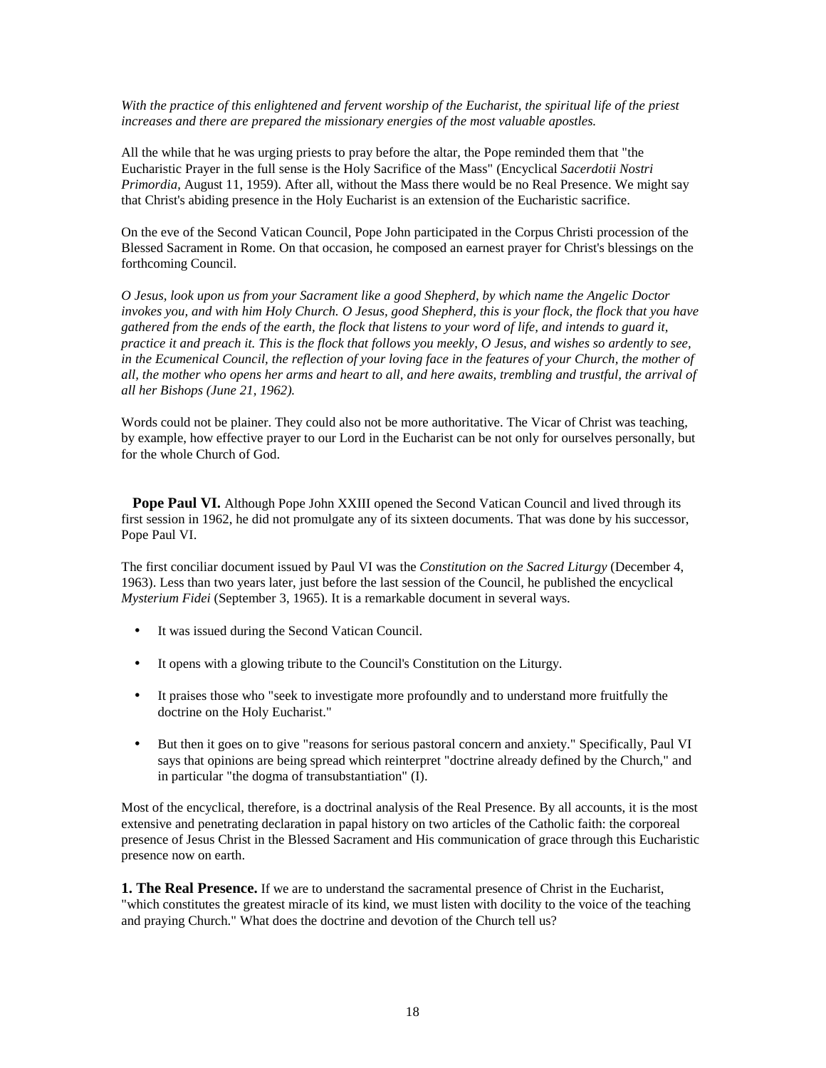*With the practice of this enlightened and fervent worship of the Eucharist, the spiritual life of the priest increases and there are prepared the missionary energies of the most valuable apostles.*

All the while that he was urging priests to pray before the altar, the Pope reminded them that "the Eucharistic Prayer in the full sense is the Holy Sacrifice of the Mass" (Encyclical *Sacerdotii Nostri Primordia*, August 11, 1959). After all, without the Mass there would be no Real Presence. We might say that Christ's abiding presence in the Holy Eucharist is an extension of the Eucharistic sacrifice.

On the eve of the Second Vatican Council, Pope John participated in the Corpus Christi procession of the Blessed Sacrament in Rome. On that occasion, he composed an earnest prayer for Christ's blessings on the forthcoming Council.

*O Jesus, look upon us from your Sacrament like a good Shepherd, by which name the Angelic Doctor invokes you, and with him Holy Church. O Jesus, good Shepherd, this is your flock, the flock that you have gathered from the ends of the earth, the flock that listens to your word of life, and intends to guard it, practice it and preach it. This is the flock that follows you meekly, O Jesus, and wishes so ardently to see, in the Ecumenical Council, the reflection of your loving face in the features of your Church, the mother of all, the mother who opens her arms and heart to all, and here awaits, trembling and trustful, the arrival of all her Bishops (June 21, 1962).*

Words could not be plainer. They could also not be more authoritative. The Vicar of Christ was teaching, by example, how effective prayer to our Lord in the Eucharist can be not only for ourselves personally, but for the whole Church of God.

**Pope Paul VI.** Although Pope John XXIII opened the Second Vatican Council and lived through its first session in 1962, he did not promulgate any of its sixteen documents. That was done by his successor, Pope Paul VI.

The first conciliar document issued by Paul VI was the *Constitution on the Sacred Liturgy* (December 4, 1963). Less than two years later, just before the last session of the Council, he published the encyclical *Mysterium Fidei* (September 3, 1965). It is a remarkable document in several ways.

- It was issued during the Second Vatican Council.
- It opens with a glowing tribute to the Council's Constitution on the Liturgy.
- It praises those who "seek to investigate more profoundly and to understand more fruitfully the doctrine on the Holy Eucharist."
- But then it goes on to give "reasons for serious pastoral concern and anxiety." Specifically, Paul VI says that opinions are being spread which reinterpret "doctrine already defined by the Church," and in particular "the dogma of transubstantiation" (I).

Most of the encyclical, therefore, is a doctrinal analysis of the Real Presence. By all accounts, it is the most extensive and penetrating declaration in papal history on two articles of the Catholic faith: the corporeal presence of Jesus Christ in the Blessed Sacrament and His communication of grace through this Eucharistic presence now on earth.

**1. The Real Presence.** If we are to understand the sacramental presence of Christ in the Eucharist, "which constitutes the greatest miracle of its kind, we must listen with docility to the voice of the teaching and praying Church." What does the doctrine and devotion of the Church tell us?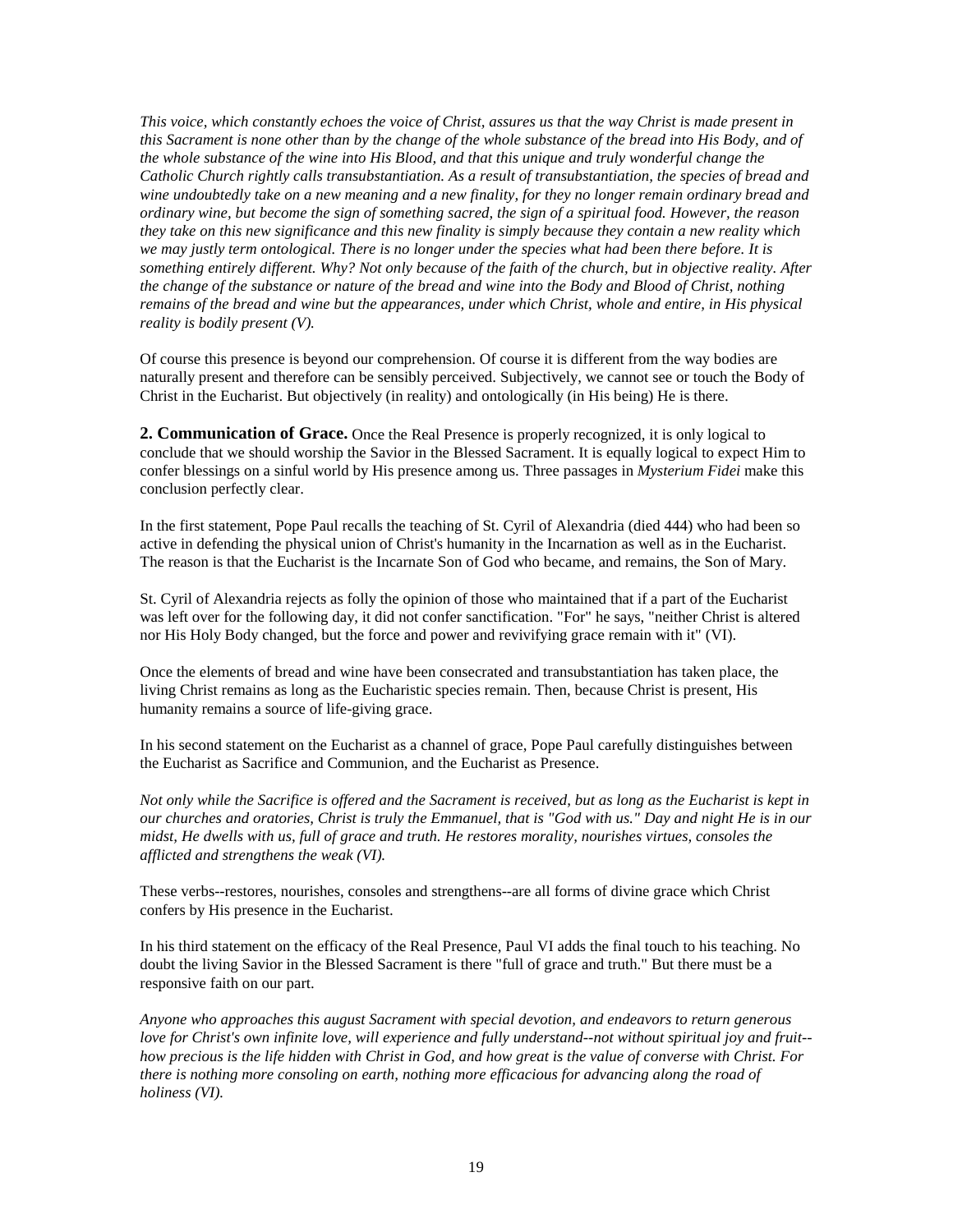*This voice, which constantly echoes the voice of Christ, assures us that the way Christ is made present in this Sacrament is none other than by the change of the whole substance of the bread into His Body, and of the whole substance of the wine into His Blood, and that this unique and truly wonderful change the Catholic Church rightly calls transubstantiation. As a result of transubstantiation, the species of bread and wine undoubtedly take on a new meaning and a new finality, for they no longer remain ordinary bread and ordinary wine, but become the sign of something sacred, the sign of a spiritual food. However, the reason they take on this new significance and this new finality is simply because they contain a new reality which we may justly term ontological. There is no longer under the species what had been there before. It is something entirely different. Why? Not only because of the faith of the church, but in objective reality. After the change of the substance or nature of the bread and wine into the Body and Blood of Christ, nothing remains of the bread and wine but the appearances, under which Christ, whole and entire, in His physical reality is bodily present (V).*

Of course this presence is beyond our comprehension. Of course it is different from the way bodies are naturally present and therefore can be sensibly perceived. Subjectively, we cannot see or touch the Body of Christ in the Eucharist. But objectively (in reality) and ontologically (in His being) He is there.

**2. Communication of Grace.** Once the Real Presence is properly recognized, it is only logical to conclude that we should worship the Savior in the Blessed Sacrament. It is equally logical to expect Him to confer blessings on a sinful world by His presence among us. Three passages in *Mysterium Fidei* make this conclusion perfectly clear.

In the first statement, Pope Paul recalls the teaching of St. Cyril of Alexandria (died 444) who had been so active in defending the physical union of Christ's humanity in the Incarnation as well as in the Eucharist. The reason is that the Eucharist is the Incarnate Son of God who became, and remains, the Son of Mary.

St. Cyril of Alexandria rejects as folly the opinion of those who maintained that if a part of the Eucharist was left over for the following day, it did not confer sanctification. "For" he says, "neither Christ is altered nor His Holy Body changed, but the force and power and revivifying grace remain with it" (VI).

Once the elements of bread and wine have been consecrated and transubstantiation has taken place, the living Christ remains as long as the Eucharistic species remain. Then, because Christ is present, His humanity remains a source of life-giving grace.

In his second statement on the Eucharist as a channel of grace, Pope Paul carefully distinguishes between the Eucharist as Sacrifice and Communion, and the Eucharist as Presence.

*Not only while the Sacrifice is offered and the Sacrament is received, but as long as the Eucharist is kept in our churches and oratories, Christ is truly the Emmanuel, that is "God with us." Day and night He is in our midst, He dwells with us, full of grace and truth. He restores morality, nourishes virtues, consoles the afflicted and strengthens the weak (VI).*

These verbs--restores, nourishes, consoles and strengthens--are all forms of divine grace which Christ confers by His presence in the Eucharist.

In his third statement on the efficacy of the Real Presence, Paul VI adds the final touch to his teaching. No doubt the living Savior in the Blessed Sacrament is there "full of grace and truth." But there must be a responsive faith on our part.

*Anyone who approaches this august Sacrament with special devotion, and endeavors to return generous love for Christ's own infinite love, will experience and fully understand--not without spiritual joy and fruit--how precious is the life hidden with Christ in God, and how great is the value of converse with Christ. For there is nothing more consoling on earth, nothing more efficacious for advancing along the road of holiness (VI).*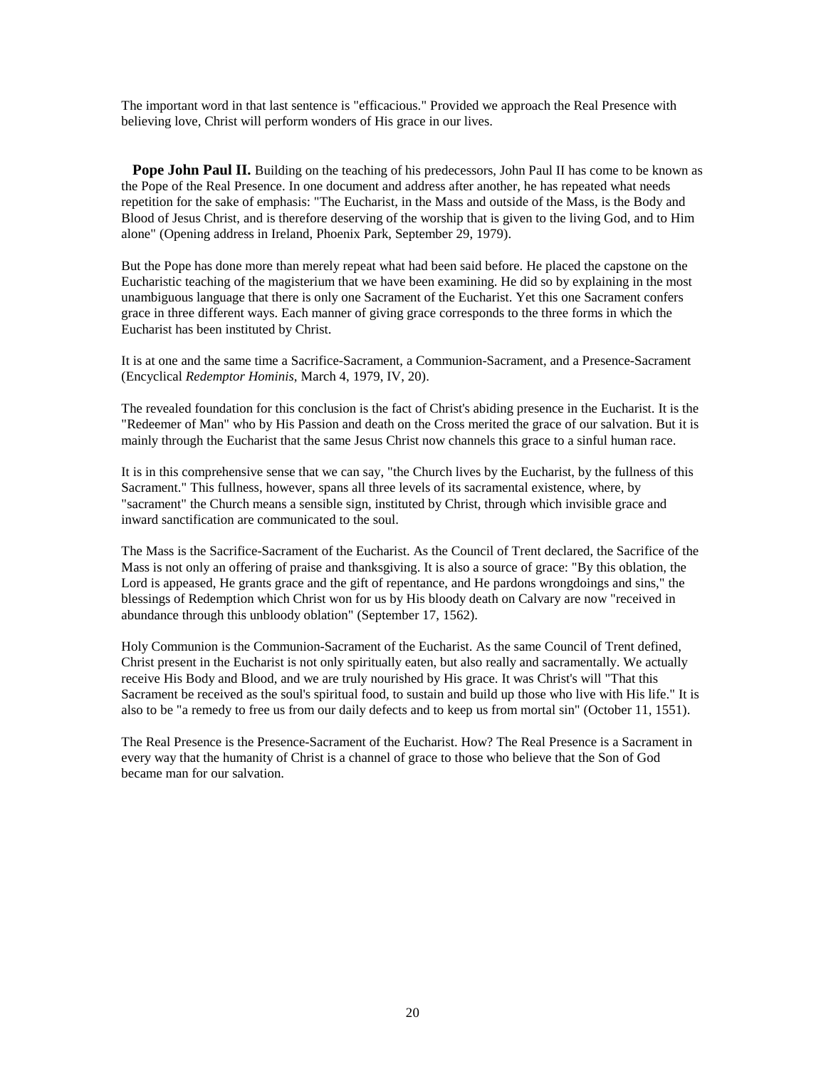The important word in that last sentence is "efficacious." Provided we approach the Real Presence with believing love, Christ will perform wonders of His grace in our lives.

**Pope John Paul II.** Building on the teaching of his predecessors, John Paul II has come to be known as the Pope of the Real Presence. In one document and address after another, he has repeated what needs repetition for the sake of emphasis: "The Eucharist, in the Mass and outside of the Mass, is the Body and Blood of Jesus Christ, and is therefore deserving of the worship that is given to the living God, and to Him alone" (Opening address in Ireland, Phoenix Park, September 29, 1979).

But the Pope has done more than merely repeat what had been said before. He placed the capstone on the Eucharistic teaching of the magisterium that we have been examining. He did so by explaining in the most unambiguous language that there is only one Sacrament of the Eucharist. Yet this one Sacrament confers grace in three different ways. Each manner of giving grace corresponds to the three forms in which the Eucharist has been instituted by Christ.

It is at one and the same time a Sacrifice-Sacrament, a Communion-Sacrament, and a Presence-Sacrament (Encyclical *Redemptor Hominis*, March 4, 1979, IV, 20).

The revealed foundation for this conclusion is the fact of Christ's abiding presence in the Eucharist. It is the "Redeemer of Man" who by His Passion and death on the Cross merited the grace of our salvation. But it is mainly through the Eucharist that the same Jesus Christ now channels this grace to a sinful human race.

It is in this comprehensive sense that we can say, "the Church lives by the Eucharist, by the fullness of this Sacrament." This fullness, however, spans all three levels of its sacramental existence, where, by "sacrament" the Church means a sensible sign, instituted by Christ, through which invisible grace and inward sanctification are communicated to the soul.

The Mass is the Sacrifice-Sacrament of the Eucharist. As the Council of Trent declared, the Sacrifice of the Mass is not only an offering of praise and thanksgiving. It is also a source of grace: "By this oblation, the Lord is appeased, He grants grace and the gift of repentance, and He pardons wrongdoings and sins," the blessings of Redemption which Christ won for us by His bloody death on Calvary are now "received in abundance through this unbloody oblation" (September 17, 1562).

Holy Communion is the Communion-Sacrament of the Eucharist. As the same Council of Trent defined, Christ present in the Eucharist is not only spiritually eaten, but also really and sacramentally. We actually receive His Body and Blood, and we are truly nourished by His grace. It was Christ's will "That this Sacrament be received as the soul's spiritual food, to sustain and build up those who live with His life." It is also to be "a remedy to free us from our daily defects and to keep us from mortal sin" (October 11, 1551).

The Real Presence is the Presence-Sacrament of the Eucharist. How? The Real Presence is a Sacrament in every way that the humanity of Christ is a channel of grace to those who believe that the Son of God became man for our salvation.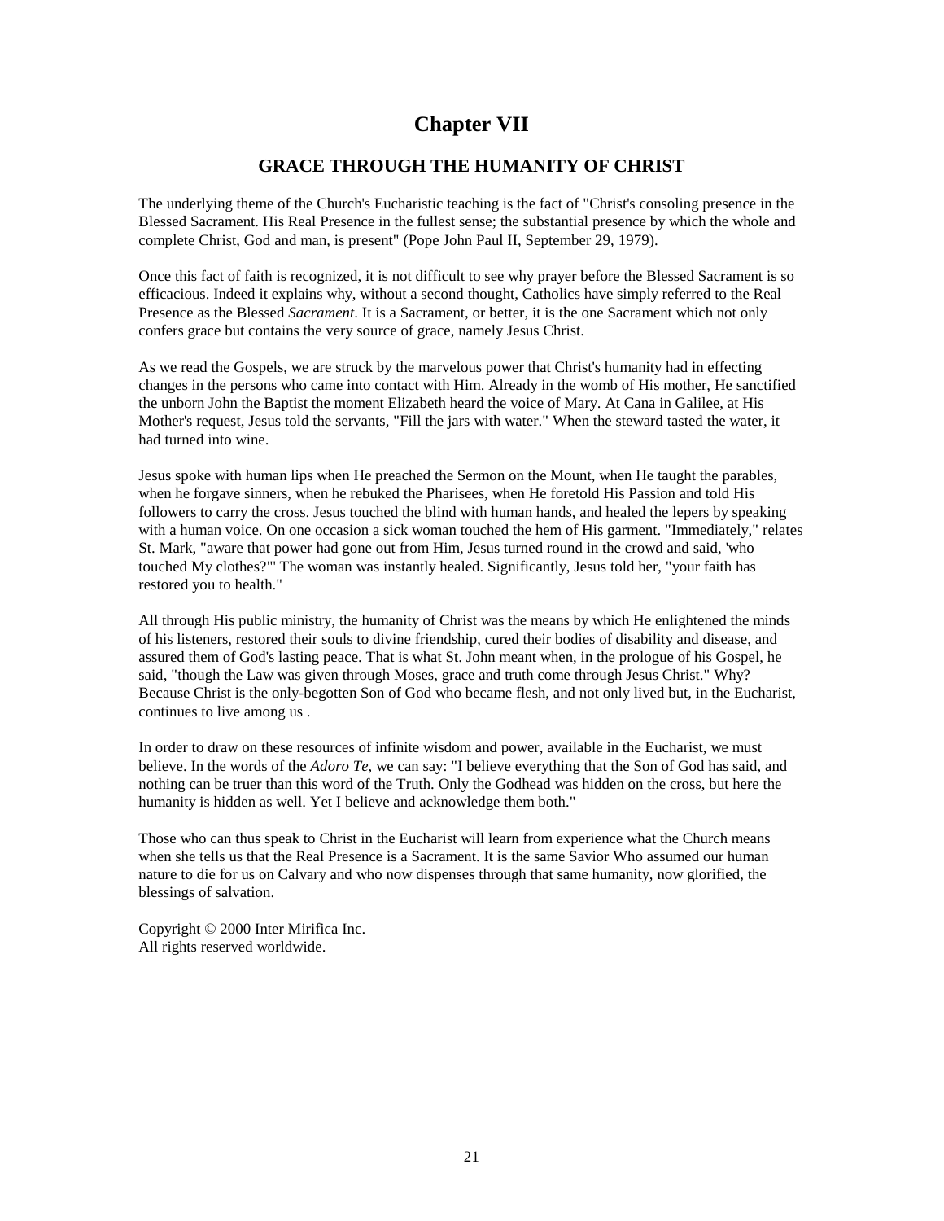# Chapter VII

## GRACE THROUGH THE HUMANITY OF CHRIST

The underlying theme of the Church's Eucharistic teaching is the fact of "Christ's consoling presence in the Blessed Sacrament. His Real Presence in the fullest sense; the substantial presence by which the whole and complete Christ, God and man, is present" (Pope John Paul II, September 29, 1979).

Once this fact of faith is recognized, it is not difficult to see why prayer before the Blessed Sacrament is so efficacious. Indeed it explains why, without a second thought, Catholics have simply referred to the Real Presence as the Blessed *Sacrament*. It is a Sacrament, or better, it is the one Sacrament which not only confers grace but contains the very source of grace, namely Jesus Christ.

As we read the Gospels, we are struck by the marvelous power that Christ's humanity had in effecting changes in the persons who came into contact with Him. Already in the womb of His mother, He sanctified the unborn John the Baptist the moment Elizabeth heard the voice of Mary. At Cana in Galilee, at His Mother's request, Jesus told the servants, "Fill the jars with water." When the steward tasted the water, it had turned into wine.

Jesus spoke with human lips when He preached the Sermon on the Mount, when He taught the parables, when he forgave sinners, when he rebuked the Pharisees, when He foretold His Passion and told His followers to carry the cross. Jesus touched the blind with human hands, and healed the lepers by speaking with a human voice. On one occasion a sick woman touched the hem of His garment. "Immediately," relates St. Mark, "aware that power had gone out from Him, Jesus turned round in the crowd and said, 'who touched My clothes?'" The woman was instantly healed. Significantly, Jesus told her, "your faith has restored you to health."

All through His public ministry, the humanity of Christ was the means by which He enlightened the minds of his listeners, restored their souls to divine friendship, cured their bodies of disability and disease, and assured them of God's lasting peace. That is what St. John meant when, in the prologue of his Gospel, he said, "though the Law was given through Moses, grace and truth come through Jesus Christ." Why? Because Christ is the only-begotten Son of God who became flesh, and not only lived but, in the Eucharist, continues to live among us .

In order to draw on these resources of infinite wisdom and power, available in the Eucharist, we must believe. In the words of the *Adoro Te*, we can say: "I believe everything that the Son of God has said, and nothing can be truer than this word of the Truth. Only the Godhead was hidden on the cross, but here the humanity is hidden as well. Yet I believe and acknowledge them both."

Those who can thus speak to Christ in the Eucharist will learn from experience what the Church means when she tells us that the Real Presence is a Sacrament. It is the same Savior Who assumed our human nature to die for us on Calvary and who now dispenses through that same humanity, now glorified, the blessings of salvation.

Copyright © 2000 Inter Mirifica Inc.
All rights reserved worldwide.